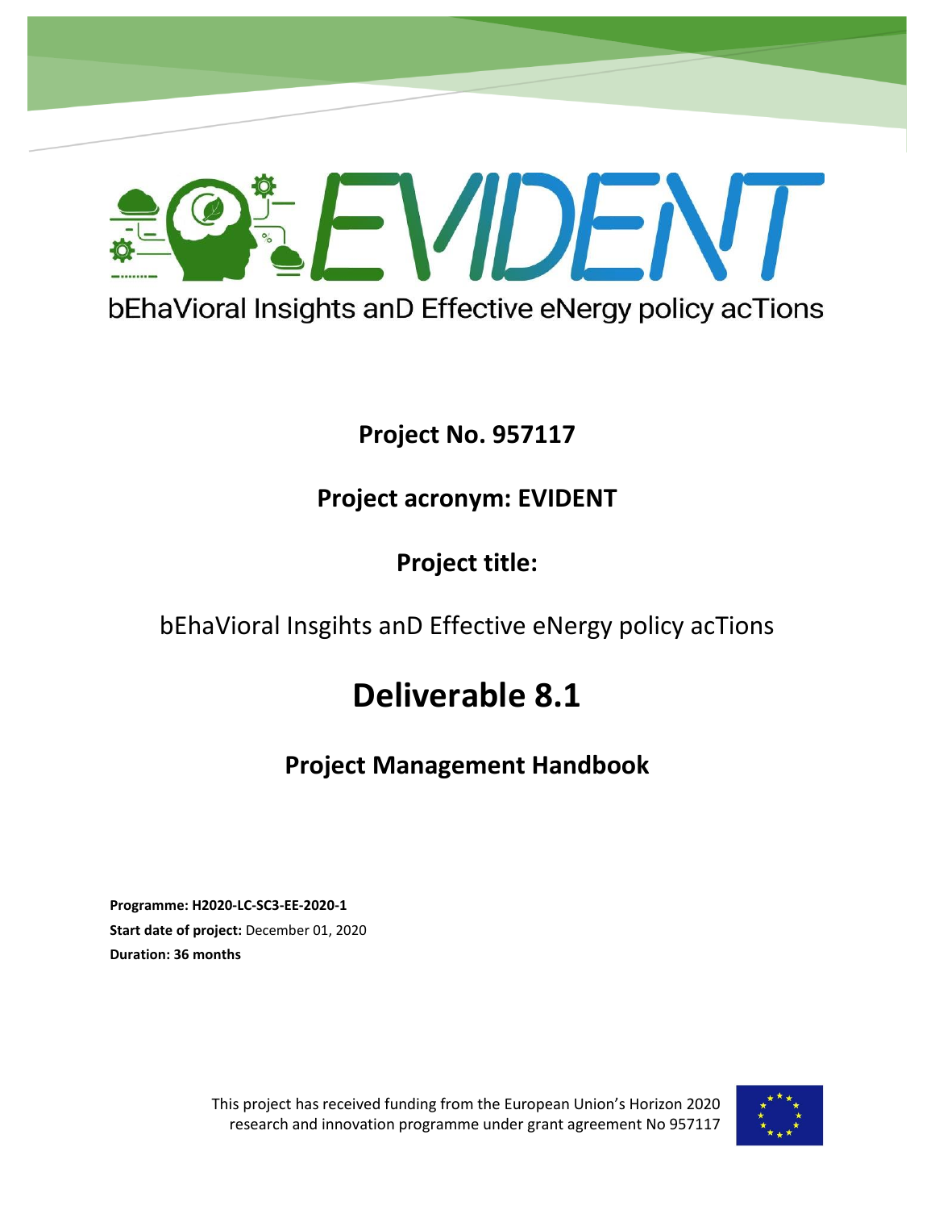# EVIDENT

bEhaVioral Insights anD Effective eNergy policy acTions

**Project No. 957117**

**Project acronym: EVIDENT**

**Project title:**

bEhaVioral Insgihts anD Effective eNergy policy acTions

# Deliverable 8.1

## Project Management Handbook

**Programme: H2020-LC-SC3-EE-2020-1**
**Start date of project:** December 01, 2020
**Duration: 36 months**

This project has received funding from the European Union's Horizon 2020 research and innovation programme under grant agreement No 957117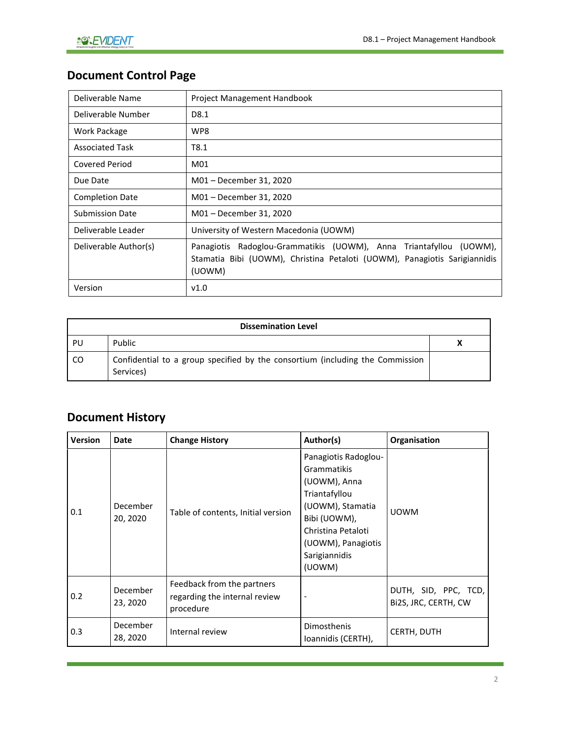## Document Control Page

| Deliverable Name | Project Management Handbook |
|---|---|
| Deliverable Number | D8.1 |
| Work Package | WP8 |
| Associated Task | T8.1 |
| Covered Period | M01 |
| Due Date | M01 – December 31, 2020 |
| Completion Date | M01 – December 31, 2020 |
| Submission Date | M01 – December 31, 2020 |
| Deliverable Leader | University of Western Macedonia (UOWM) |
| Deliverable Author(s) | Panagiotis Radoglou-Grammatikis (UOWM), Anna Triantafyllou (UOWM), Stamatia Bibi (UOWM), Christina Petaloti (UOWM), Panagiotis Sarigiannidis (UOWM) |
| Version | v1.0 |

| Dissemination Level | | |
|---|---|---|
| PU | Public | X |
| CO | Confidential to a group specified by the consortium (including the Commission Services) | |

## Document History

| Version | Date | Change History | Author(s) | Organisation |
|---|---|---|---|---|
| 0.1 | December 20, 2020 | Table of contents, Initial version | Panagiotis Radoglou-Grammatikis (UOWM), Anna Triantafyllou (UOWM), Stamatia Bibi (UOWM), Christina Petaloti (UOWM), Panagiotis Sarigiannidis (UOWM) | UOWM |
| 0.2 | December 23, 2020 | Feedback from the partners regarding the internal review procedure | - | DUTH, SID, PPC, TCD, Bi2S, JRC, CERTH, CW |
| 0.3 | December 28, 2020 | Internal review | Dimosthenis Ioannidis (CERTH), | CERTH, DUTH |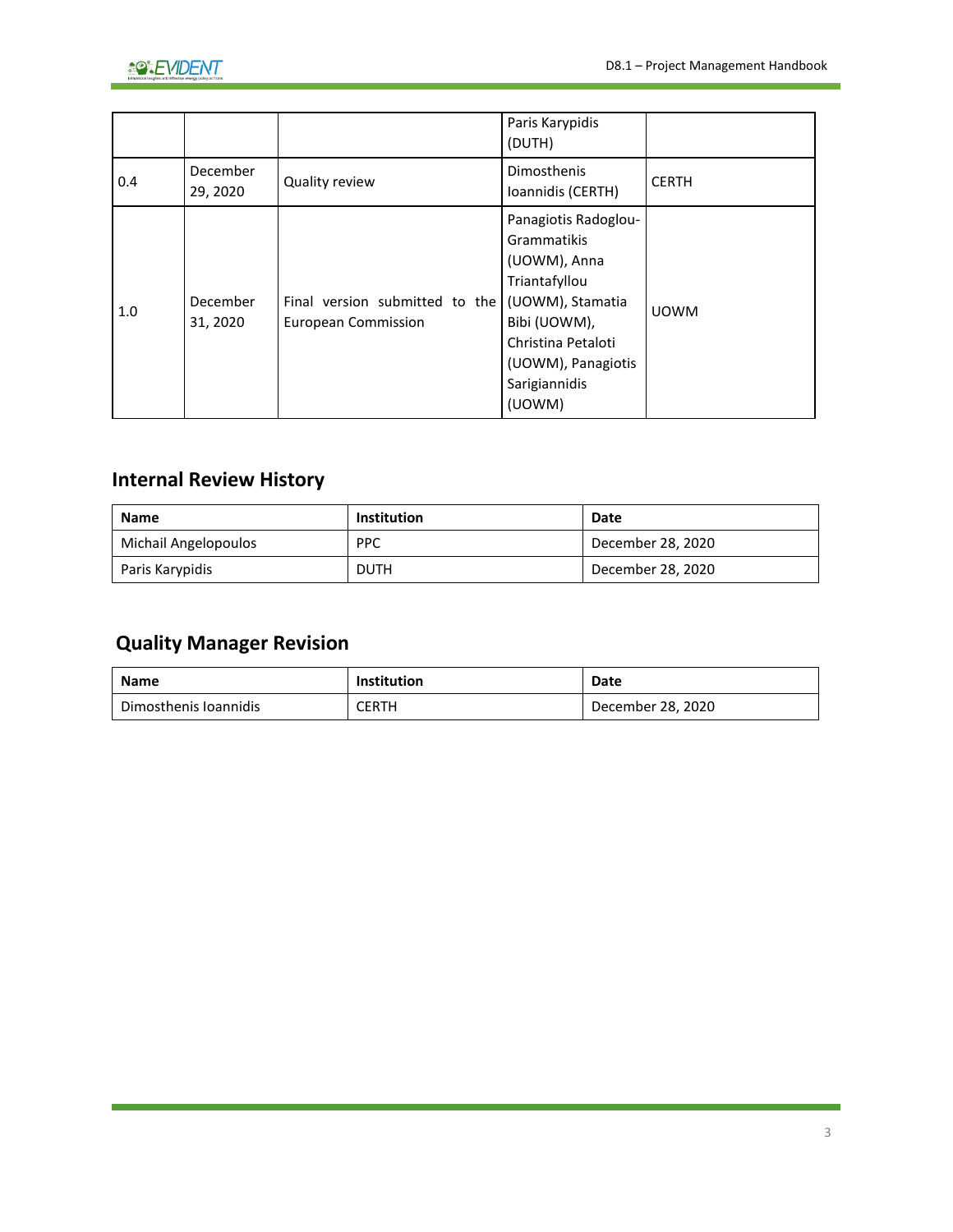| | | | Paris Karypidis (DUTH) | |
|---|---|---|---|---|
| 0.4 | December 29, 2020 | Quality review | Dimosthenis Ioannidis (CERTH) | CERTH |
| 1.0 | December 31, 2020 | Final version submitted to the European Commission | Panagiotis Radoglou-Grammatikis (UOWM), Anna Triantafyllou (UOWM), Stamatia Bibi (UOWM), Christina Petaloti (UOWM), Panagiotis Sarigiannidis (UOWM) | UOWM |

## Internal Review History

| Name | Institution | Date |
|---|---|---|
| Michail Angelopoulos | PPC | December 28, 2020 |
| Paris Karypidis | DUTH | December 28, 2020 |

## Quality Manager Revision

| Name | Institution | Date |
|---|---|---|
| Dimosthenis Ioannidis | CERTH | December 28, 2020 |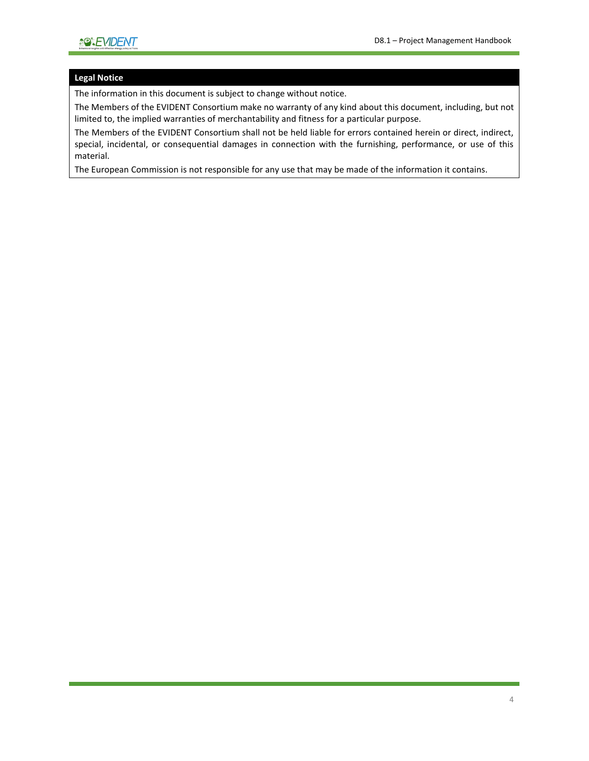| Legal Notice |
| --- |
| The information in this document is subject to change without notice.<br>The Members of the EVIDENT Consortium make no warranty of any kind about this document, including, but not limited to, the implied warranties of merchantability and fitness for a particular purpose.<br>The Members of the EVIDENT Consortium shall not be held liable for errors contained herein or direct, indirect, special, incidental, or consequential damages in connection with the furnishing, performance, or use of this material.<br>The European Commission is not responsible for any use that may be made of the information it contains. |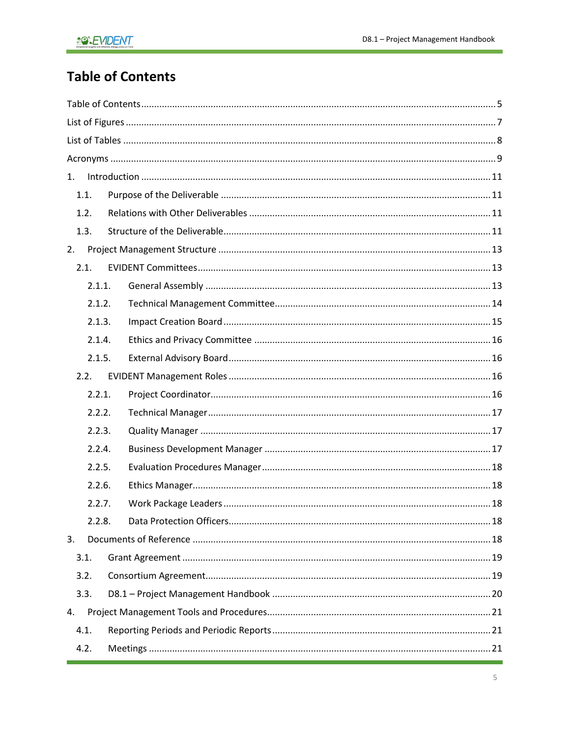# Table of Contents

Table of Contents ........................................................................................................................ 5

List of Figures ............................................................................................................................. 7

List of Tables ............................................................................................................................... 8

Acronyms ..................................................................................................................................... 9

1. Introduction ............................................................................................................................ 11

   1.1. Purpose of the Deliverable ............................................................................................. 11

   1.2. Relations with Other Deliverables .................................................................................. 11

   1.3. Structure of the Deliverable ............................................................................................ 11

2. Project Management Structure .............................................................................................. 13

   2.1. EVIDENT Committees ...................................................................................................... 13

      2.1.1. General Assembly ..................................................................................................... 13

      2.1.2. Technical Management Committee .......................................................................... 14

      2.1.3. Impact Creation Board .............................................................................................. 15

      2.1.4. Ethics and Privacy Committee .................................................................................. 16

      2.1.5. External Advisory Board ............................................................................................ 16

   2.2. EVIDENT Management Roles .......................................................................................... 16

      2.2.1. Project Coordinator ................................................................................................... 16

      2.2.2. Technical Manager .................................................................................................... 17

      2.2.3. Quality Manager ........................................................................................................ 17

      2.2.4. Business Development Manager .............................................................................. 17

      2.2.5. Evaluation Procedures Manager ............................................................................... 18

      2.2.6. Ethics Manager .......................................................................................................... 18

      2.2.7. Work Package Leaders .............................................................................................. 18

      2.2.8. Data Protection Officers ............................................................................................ 18

3. Documents of Reference ........................................................................................................ 18

   3.1. Grant Agreement ............................................................................................................. 19

   3.2. Consortium Agreement .................................................................................................... 19

   3.3. D8.1 – Project Management Handbook .......................................................................... 20

4. Project Management Tools and Procedures .......................................................................... 21

   4.1. Reporting Periods and Periodic Reports .......................................................................... 21

   4.2. Meetings .......................................................................................................................... 21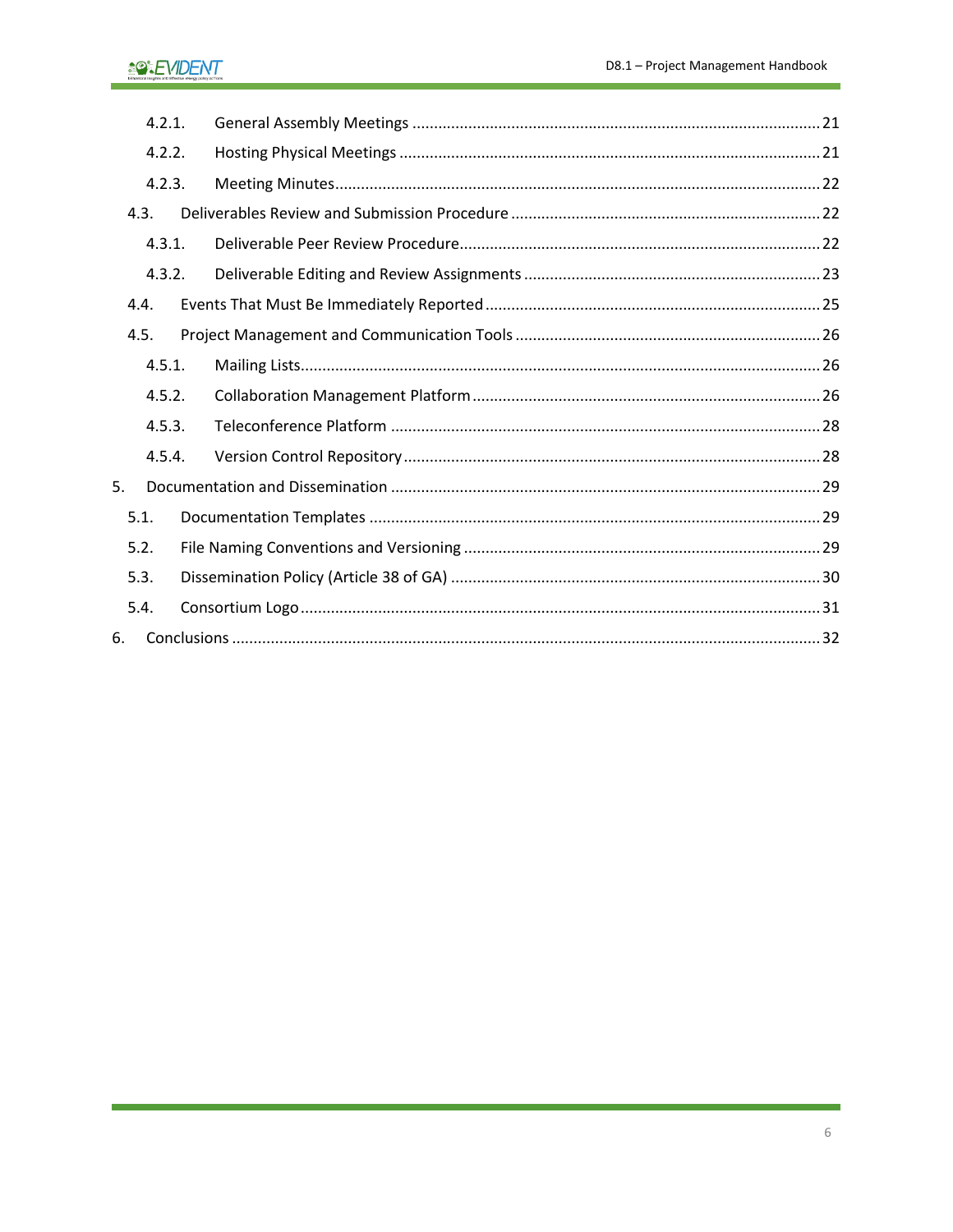4.2.1. General Assembly Meetings ... 21

4.2.2. Hosting Physical Meetings ... 21

4.2.3. Meeting Minutes ... 22

4.3. Deliverables Review and Submission Procedure ... 22

4.3.1. Deliverable Peer Review Procedure ... 22

4.3.2. Deliverable Editing and Review Assignments ... 23

4.4. Events That Must Be Immediately Reported ... 25

4.5. Project Management and Communication Tools ... 26

4.5.1. Mailing Lists ... 26

4.5.2. Collaboration Management Platform ... 26

4.5.3. Teleconference Platform ... 28

4.5.4. Version Control Repository ... 28

5. Documentation and Dissemination ... 29

5.1. Documentation Templates ... 29

5.2. File Naming Conventions and Versioning ... 29

5.3. Dissemination Policy (Article 38 of GA) ... 30

5.4. Consortium Logo ... 31

6. Conclusions ... 32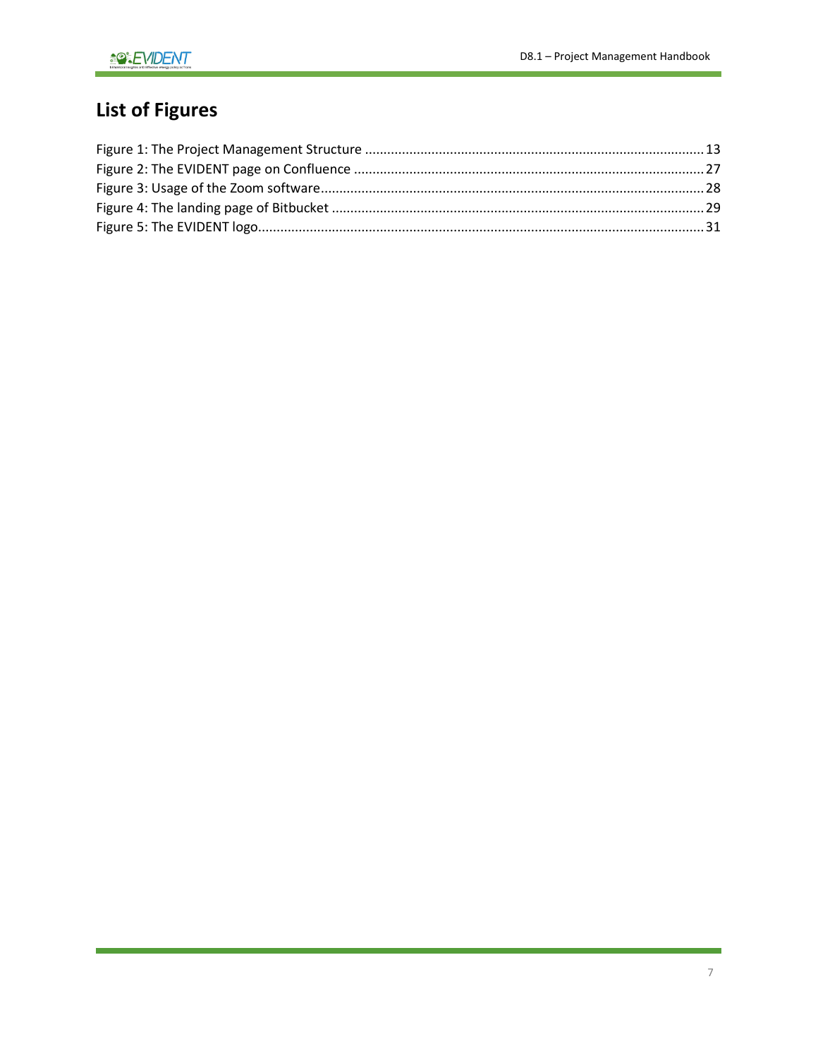# List of Figures

Figure 1: The Project Management Structure ........................................................................................ 13
Figure 2: The EVIDENT page on Confluence ......................................................................................... 27
Figure 3: Usage of the Zoom software.................................................................................................. 28
Figure 4: The landing page of Bitbucket ............................................................................................... 29
Figure 5: The EVIDENT logo.................................................................................................................. 31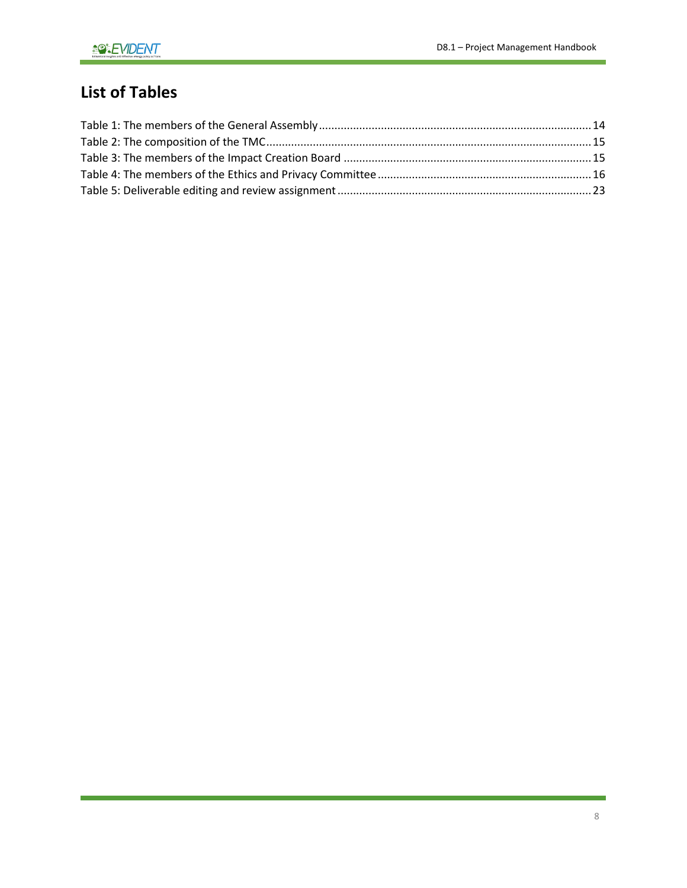## List of Tables

Table 1: The members of the General Assembly ........................................................................................ 14
Table 2: The composition of the TMC ........................................................................................................ 15
Table 3: The members of the Impact Creation Board ................................................................................ 15
Table 4: The members of the Ethics and Privacy Committee ..................................................................... 16
Table 5: Deliverable editing and review assignment .................................................................................. 23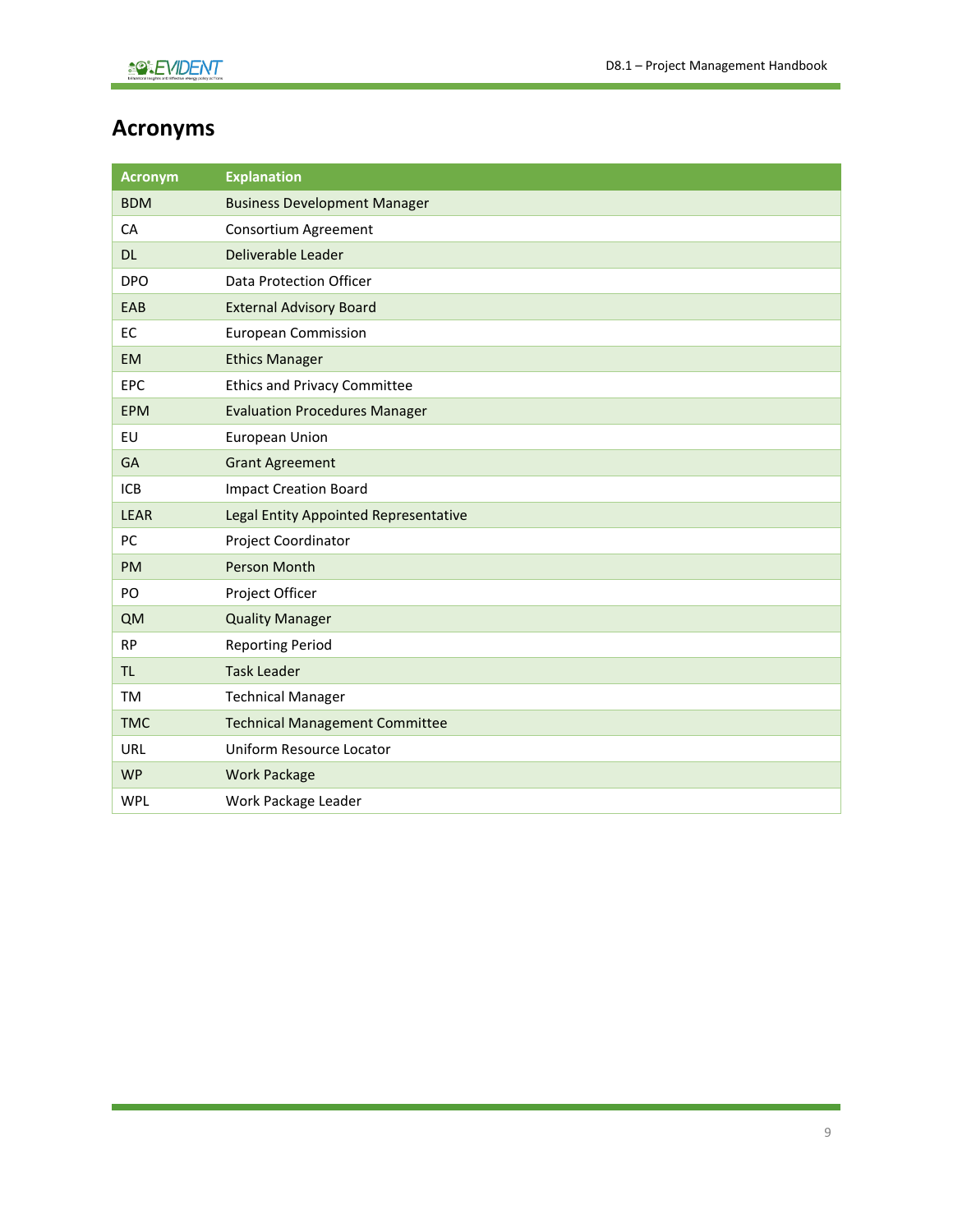# Acronyms

| Acronym | Explanation |
| --- | --- |
| BDM | Business Development Manager |
| CA | Consortium Agreement |
| DL | Deliverable Leader |
| DPO | Data Protection Officer |
| EAB | External Advisory Board |
| EC | European Commission |
| EM | Ethics Manager |
| EPC | Ethics and Privacy Committee |
| EPM | Evaluation Procedures Manager |
| EU | European Union |
| GA | Grant Agreement |
| ICB | Impact Creation Board |
| LEAR | Legal Entity Appointed Representative |
| PC | Project Coordinator |
| PM | Person Month |
| PO | Project Officer |
| QM | Quality Manager |
| RP | Reporting Period |
| TL | Task Leader |
| TM | Technical Manager |
| TMC | Technical Management Committee |
| URL | Uniform Resource Locator |
| WP | Work Package |
| WPL | Work Package Leader |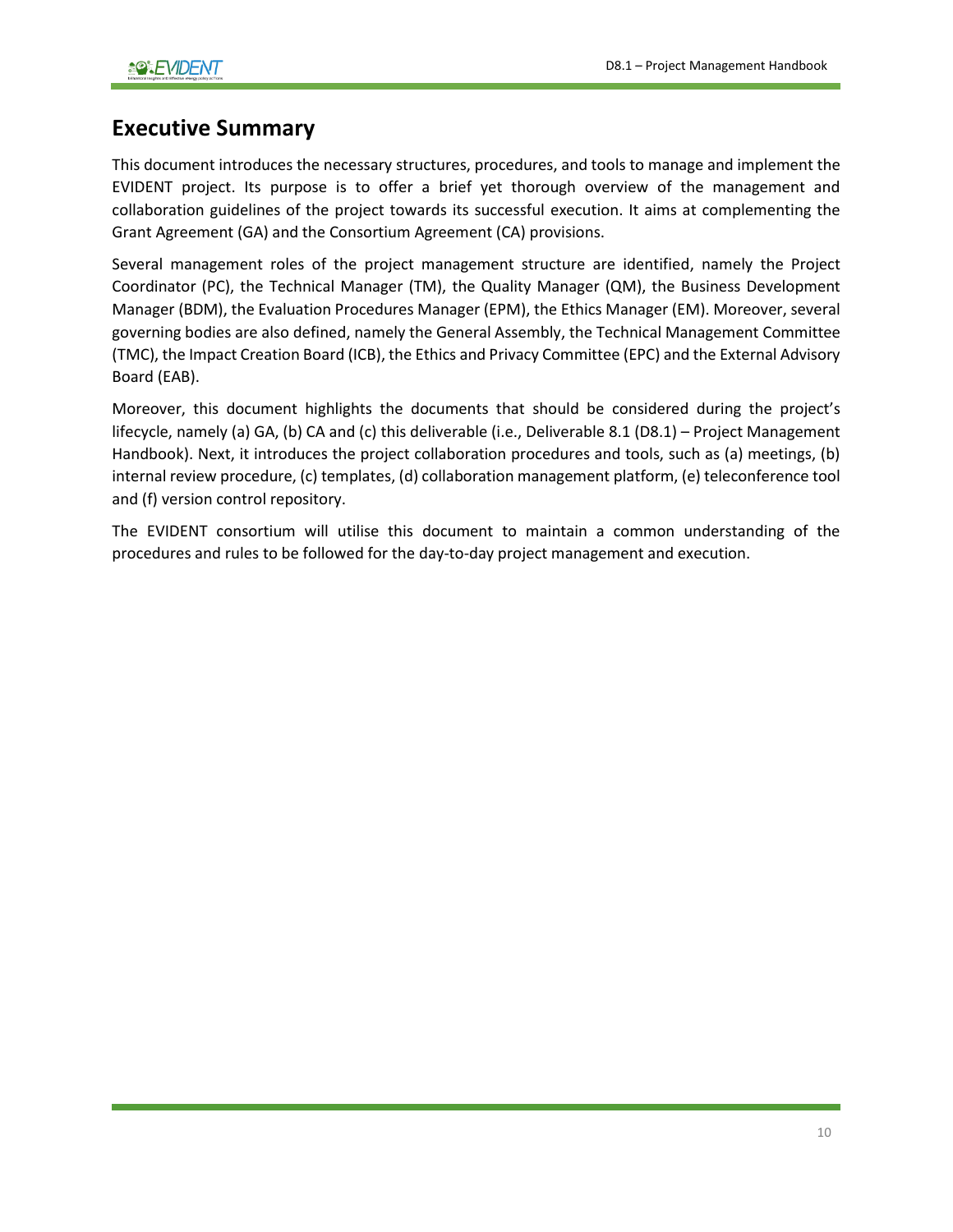# Executive Summary

This document introduces the necessary structures, procedures, and tools to manage and implement the EVIDENT project. Its purpose is to offer a brief yet thorough overview of the management and collaboration guidelines of the project towards its successful execution. It aims at complementing the Grant Agreement (GA) and the Consortium Agreement (CA) provisions.

Several management roles of the project management structure are identified, namely the Project Coordinator (PC), the Technical Manager (TM), the Quality Manager (QM), the Business Development Manager (BDM), the Evaluation Procedures Manager (EPM), the Ethics Manager (EM). Moreover, several governing bodies are also defined, namely the General Assembly, the Technical Management Committee (TMC), the Impact Creation Board (ICB), the Ethics and Privacy Committee (EPC) and the External Advisory Board (EAB).

Moreover, this document highlights the documents that should be considered during the project's lifecycle, namely (a) GA, (b) CA and (c) this deliverable (i.e., Deliverable 8.1 (D8.1) – Project Management Handbook). Next, it introduces the project collaboration procedures and tools, such as (a) meetings, (b) internal review procedure, (c) templates, (d) collaboration management platform, (e) teleconference tool and (f) version control repository.

The EVIDENT consortium will utilise this document to maintain a common understanding of the procedures and rules to be followed for the day-to-day project management and execution.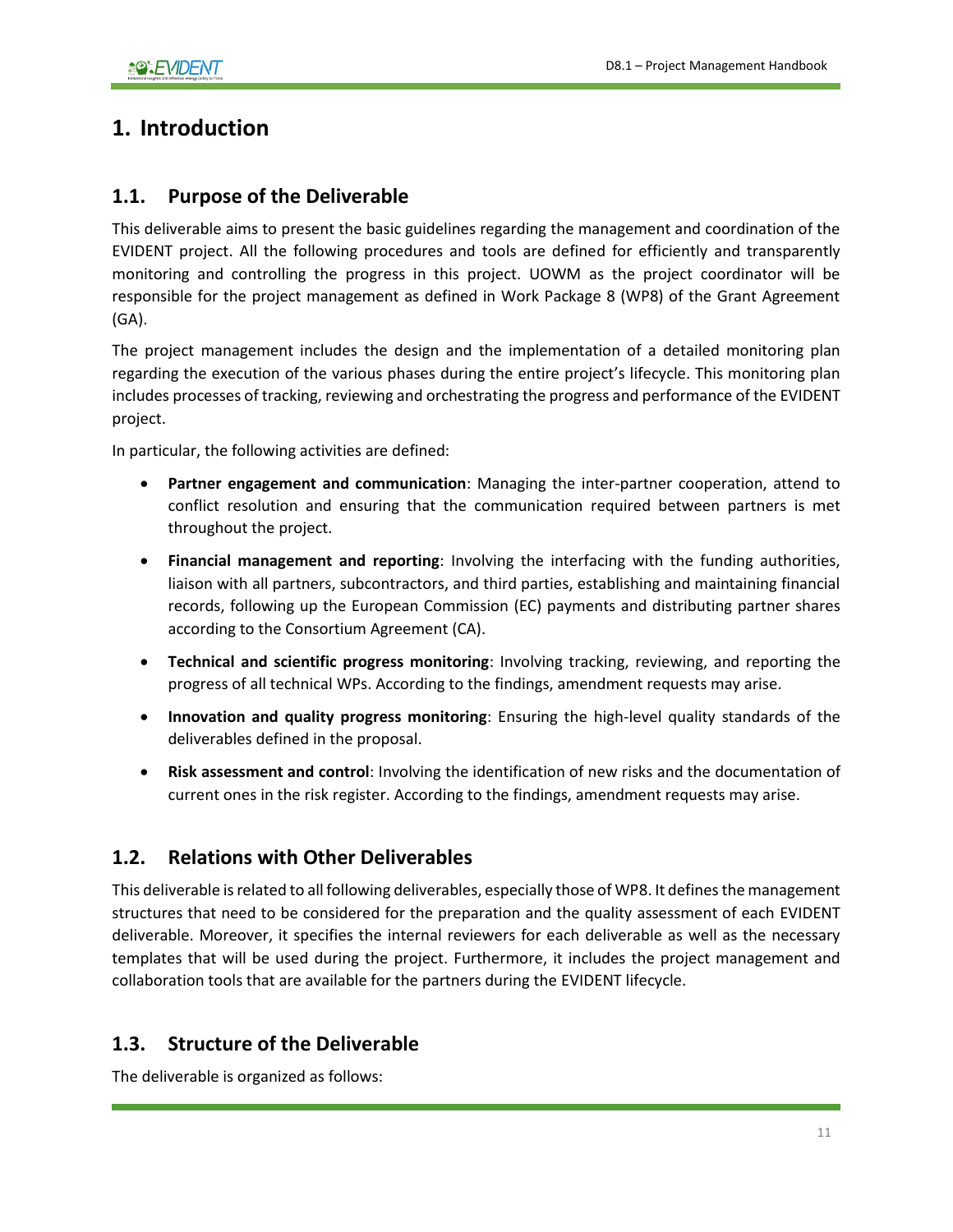# 1. Introduction

## 1.1. Purpose of the Deliverable

This deliverable aims to present the basic guidelines regarding the management and coordination of the EVIDENT project. All the following procedures and tools are defined for efficiently and transparently monitoring and controlling the progress in this project. UOWM as the project coordinator will be responsible for the project management as defined in Work Package 8 (WP8) of the Grant Agreement (GA).

The project management includes the design and the implementation of a detailed monitoring plan regarding the execution of the various phases during the entire project's lifecycle. This monitoring plan includes processes of tracking, reviewing and orchestrating the progress and performance of the EVIDENT project.

In particular, the following activities are defined:

- **Partner engagement and communication**: Managing the inter-partner cooperation, attend to conflict resolution and ensuring that the communication required between partners is met throughout the project.
- **Financial management and reporting**: Involving the interfacing with the funding authorities, liaison with all partners, subcontractors, and third parties, establishing and maintaining financial records, following up the European Commission (EC) payments and distributing partner shares according to the Consortium Agreement (CA).
- **Technical and scientific progress monitoring**: Involving tracking, reviewing, and reporting the progress of all technical WPs. According to the findings, amendment requests may arise.
- **Innovation and quality progress monitoring**: Ensuring the high-level quality standards of the deliverables defined in the proposal.
- **Risk assessment and control**: Involving the identification of new risks and the documentation of current ones in the risk register. According to the findings, amendment requests may arise.

## 1.2. Relations with Other Deliverables

This deliverable is related to all following deliverables, especially those of WP8. It defines the management structures that need to be considered for the preparation and the quality assessment of each EVIDENT deliverable. Moreover, it specifies the internal reviewers for each deliverable as well as the necessary templates that will be used during the project. Furthermore, it includes the project management and collaboration tools that are available for the partners during the EVIDENT lifecycle.

## 1.3. Structure of the Deliverable

The deliverable is organized as follows: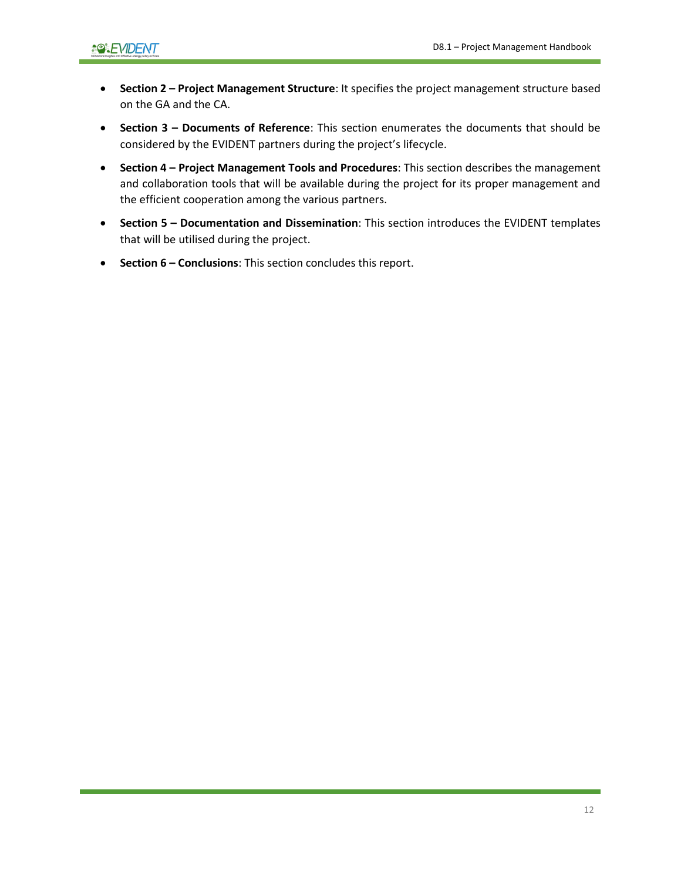- **Section 2 – Project Management Structure**: It specifies the project management structure based on the GA and the CA.
- **Section 3 – Documents of Reference**: This section enumerates the documents that should be considered by the EVIDENT partners during the project's lifecycle.
- **Section 4 – Project Management Tools and Procedures**: This section describes the management and collaboration tools that will be available during the project for its proper management and the efficient cooperation among the various partners.
- **Section 5 – Documentation and Dissemination**: This section introduces the EVIDENT templates that will be utilised during the project.
- **Section 6 – Conclusions**: This section concludes this report.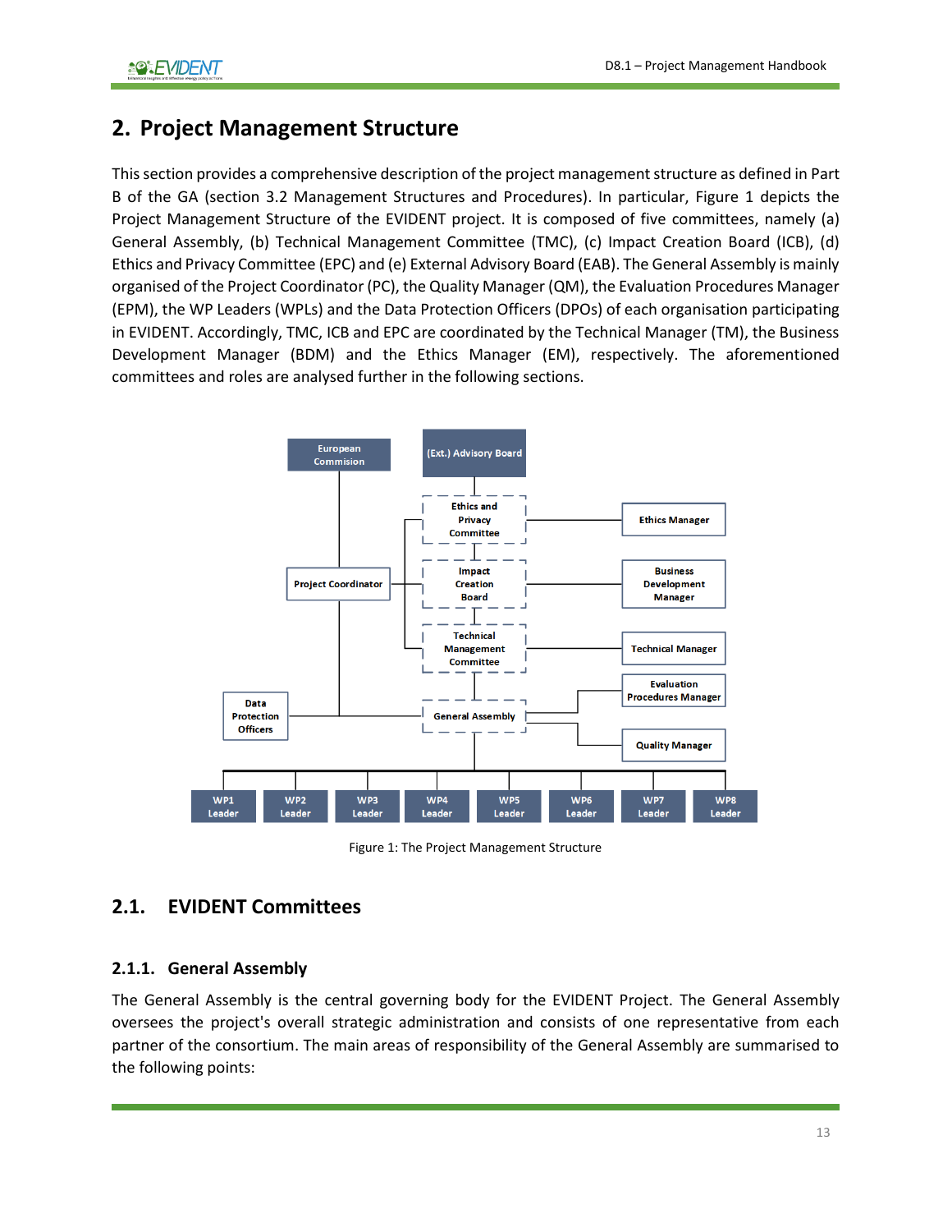## 2. Project Management Structure

This section provides a comprehensive description of the project management structure as defined in Part B of the GA (section 3.2 Management Structures and Procedures). In particular, Figure 1 depicts the Project Management Structure of the EVIDENT project. It is composed of five committees, namely (a) General Assembly, (b) Technical Management Committee (TMC), (c) Impact Creation Board (ICB), (d) Ethics and Privacy Committee (EPC) and (e) External Advisory Board (EAB). The General Assembly is mainly organised of the Project Coordinator (PC), the Quality Manager (QM), the Evaluation Procedures Manager (EPM), the WP Leaders (WPLs) and the Data Protection Officers (DPOs) of each organisation participating in EVIDENT. Accordingly, TMC, ICB and EPC are coordinated by the Technical Manager (TM), the Business Development Manager (BDM) and the Ethics Manager (EM), respectively. The aforementioned committees and roles are analysed further in the following sections.

Figure 1: The Project Management Structure

### 2.1. EVIDENT Committees

#### 2.1.1. General Assembly

The General Assembly is the central governing body for the EVIDENT Project. The General Assembly oversees the project's overall strategic administration and consists of one representative from each partner of the consortium. The main areas of responsibility of the General Assembly are summarised to the following points: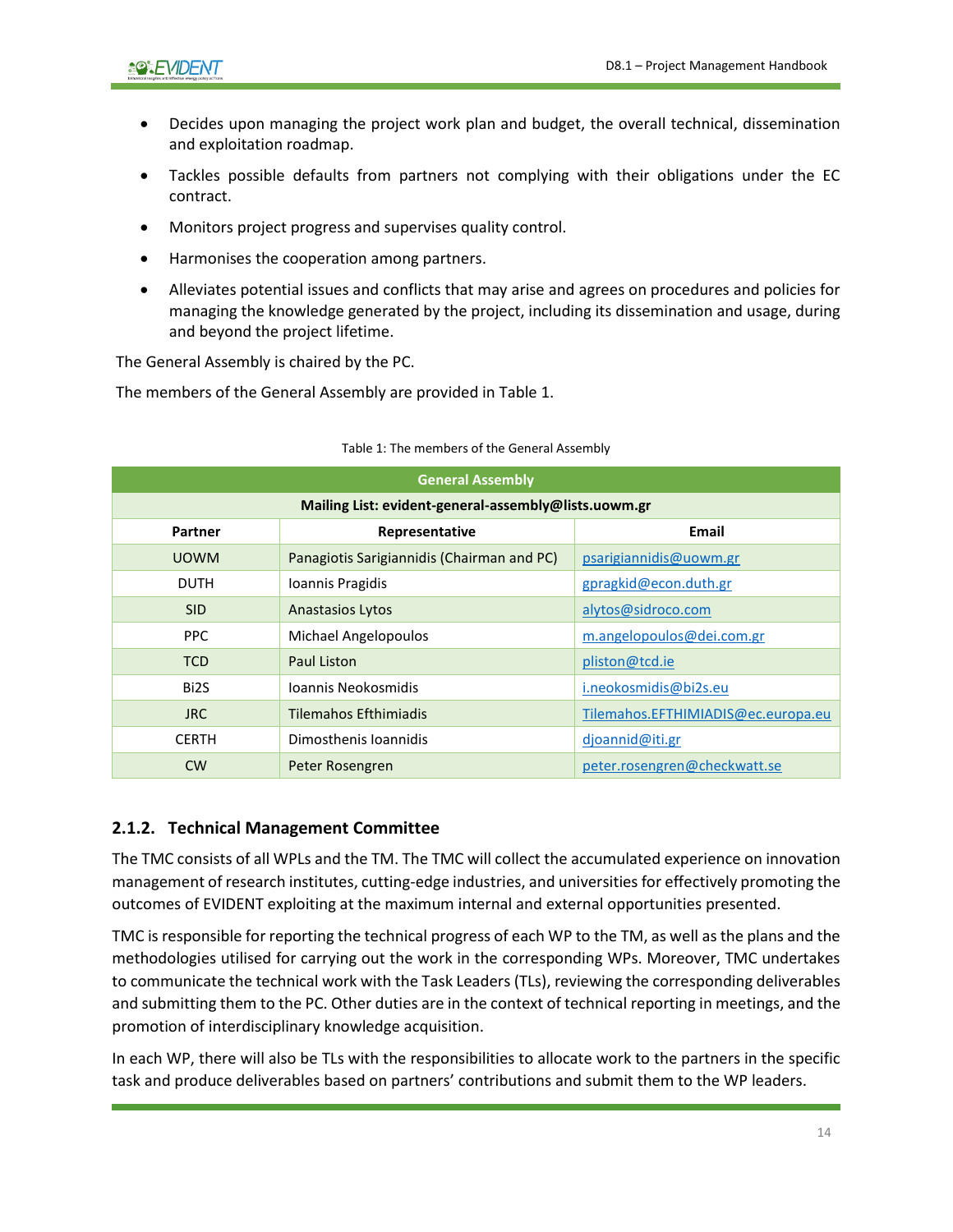- Decides upon managing the project work plan and budget, the overall technical, dissemination and exploitation roadmap.
- Tackles possible defaults from partners not complying with their obligations under the EC contract.
- Monitors project progress and supervises quality control.
- Harmonises the cooperation among partners.
- Alleviates potential issues and conflicts that may arise and agrees on procedures and policies for managing the knowledge generated by the project, including its dissemination and usage, during and beyond the project lifetime.

The General Assembly is chaired by the PC.

The members of the General Assembly are provided in Table 1.

Table 1: The members of the General Assembly

| General Assembly | | |
|---|---|---|
| **Mailing List: evident-general-assembly@lists.uowm.gr** | | |
| **Partner** | **Representative** | **Email** |
| UOWM | Panagiotis Sarigiannidis (Chairman and PC) | psarigiannidis@uowm.gr |
| DUTH | Ioannis Pragidis | gpragkid@econ.duth.gr |
| SID | Anastasios Lytos | alytos@sidroco.com |
| PPC | Michael Angelopoulos | m.angelopoulos@dei.com.gr |
| TCD | Paul Liston | pliston@tcd.ie |
| Bi2S | Ioannis Neokosmidis | i.neokosmidis@bi2s.eu |
| JRC | Tilemahos Efthimiadis | Tilemahos.EFTHIMIADIS@ec.europa.eu |
| CERTH | Dimosthenis Ioannidis | djoannid@iti.gr |
| CW | Peter Rosengren | peter.rosengren@checkwatt.se |

### 2.1.2. Technical Management Committee

The TMC consists of all WPLs and the TM. The TMC will collect the accumulated experience on innovation management of research institutes, cutting-edge industries, and universities for effectively promoting the outcomes of EVIDENT exploiting at the maximum internal and external opportunities presented.

TMC is responsible for reporting the technical progress of each WP to the TM, as well as the plans and the methodologies utilised for carrying out the work in the corresponding WPs. Moreover, TMC undertakes to communicate the technical work with the Task Leaders (TLs), reviewing the corresponding deliverables and submitting them to the PC. Other duties are in the context of technical reporting in meetings, and the promotion of interdisciplinary knowledge acquisition.

In each WP, there will also be TLs with the responsibilities to allocate work to the partners in the specific task and produce deliverables based on partners' contributions and submit them to the WP leaders.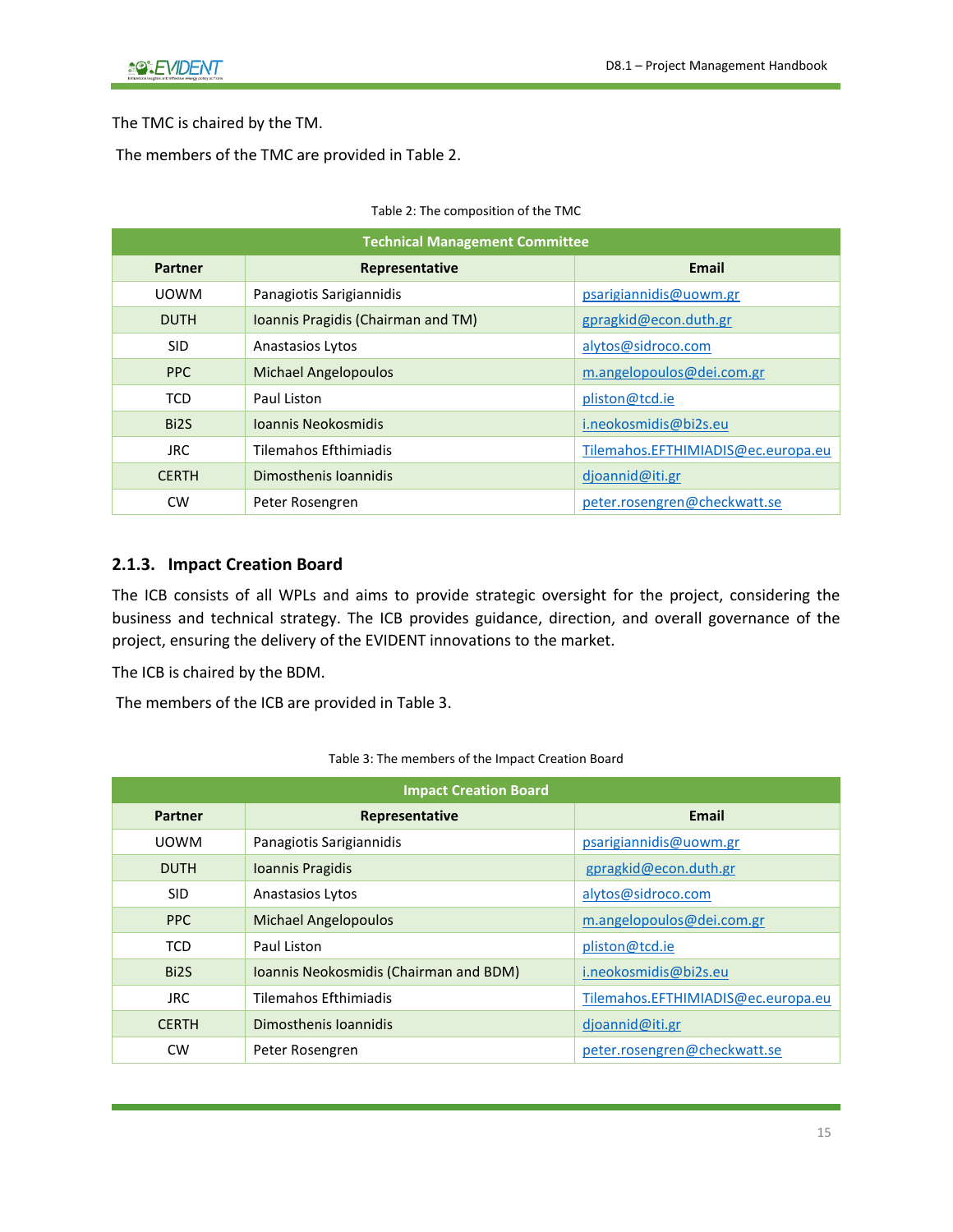The TMC is chaired by the TM.

The members of the TMC are provided in Table 2.

Table 2: The composition of the TMC

| Technical Management Committee | | |
|---|---|---|
| **Partner** | **Representative** | **Email** |
| UOWM | Panagiotis Sarigiannidis | psarigiannidis@uowm.gr |
| DUTH | Ioannis Pragidis (Chairman and TM) | gpragkid@econ.duth.gr |
| SID | Anastasios Lytos | alytos@sidroco.com |
| PPC | Michael Angelopoulos | m.angelopoulos@dei.com.gr |
| TCD | Paul Liston | pliston@tcd.ie |
| Bi2S | Ioannis Neokosmidis | i.neokosmidis@bi2s.eu |
| JRC | Tilemahos Efthimiadis | Tilemahos.EFTHIMIADIS@ec.europa.eu |
| CERTH | Dimosthenis Ioannidis | djoannid@iti.gr |
| CW | Peter Rosengren | peter.rosengren@checkwatt.se |

### 2.1.3. Impact Creation Board

The ICB consists of all WPLs and aims to provide strategic oversight for the project, considering the business and technical strategy. The ICB provides guidance, direction, and overall governance of the project, ensuring the delivery of the EVIDENT innovations to the market.

The ICB is chaired by the BDM.

The members of the ICB are provided in Table 3.

Table 3: The members of the Impact Creation Board

| Impact Creation Board | | |
|---|---|---|
| **Partner** | **Representative** | **Email** |
| UOWM | Panagiotis Sarigiannidis | psarigiannidis@uowm.gr |
| DUTH | Ioannis Pragidis | gpragkid@econ.duth.gr |
| SID | Anastasios Lytos | alytos@sidroco.com |
| PPC | Michael Angelopoulos | m.angelopoulos@dei.com.gr |
| TCD | Paul Liston | pliston@tcd.ie |
| Bi2S | Ioannis Neokosmidis (Chairman and BDM) | i.neokosmidis@bi2s.eu |
| JRC | Tilemahos Efthimiadis | Tilemahos.EFTHIMIADIS@ec.europa.eu |
| CERTH | Dimosthenis Ioannidis | djoannid@iti.gr |
| CW | Peter Rosengren | peter.rosengren@checkwatt.se |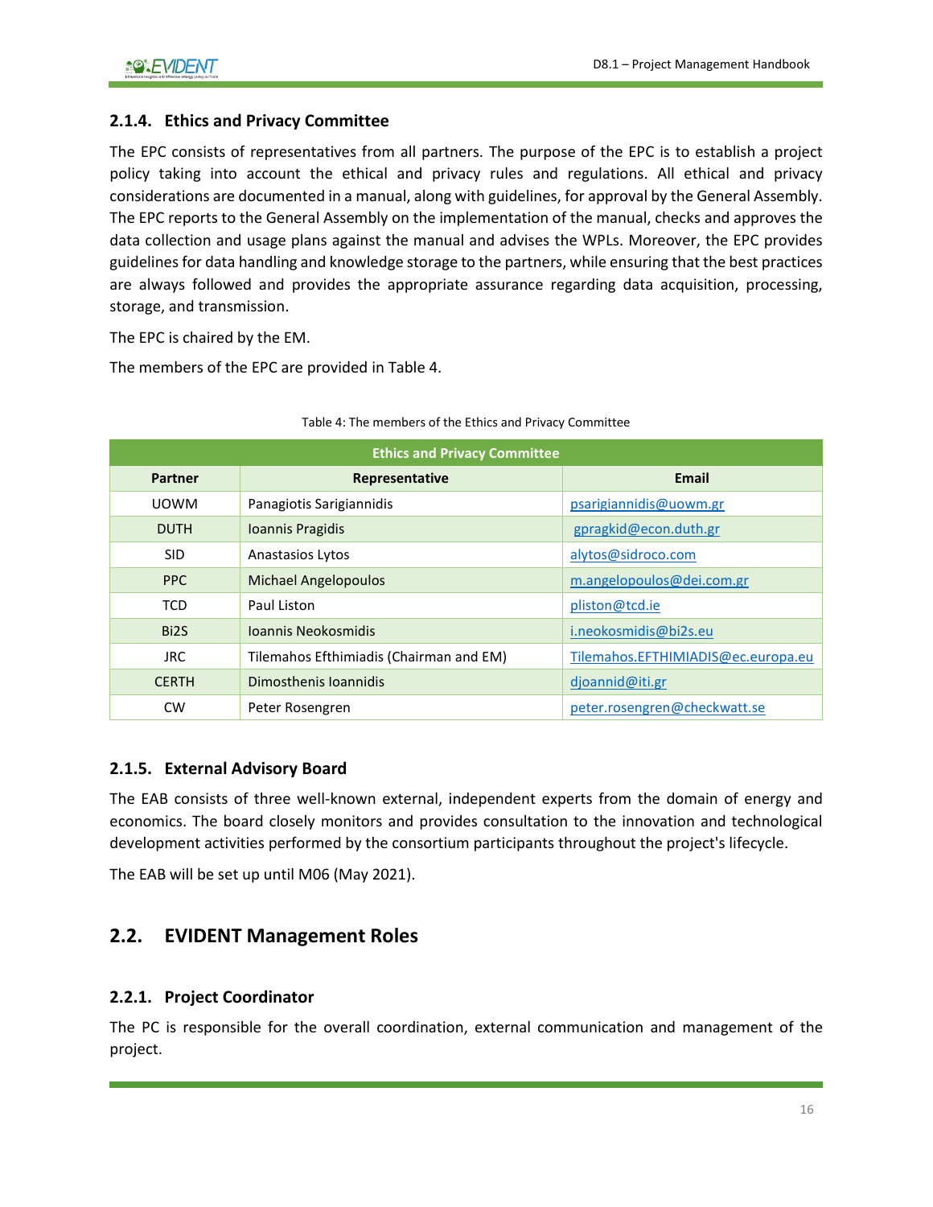### 2.1.4. Ethics and Privacy Committee

The EPC consists of representatives from all partners. The purpose of the EPC is to establish a project policy taking into account the ethical and privacy rules and regulations. All ethical and privacy considerations are documented in a manual, along with guidelines, for approval by the General Assembly. The EPC reports to the General Assembly on the implementation of the manual, checks and approves the data collection and usage plans against the manual and advises the WPLs. Moreover, the EPC provides guidelines for data handling and knowledge storage to the partners, while ensuring that the best practices are always followed and provides the appropriate assurance regarding data acquisition, processing, storage, and transmission.

The EPC is chaired by the EM.

The members of the EPC are provided in Table 4.

Table 4: The members of the Ethics and Privacy Committee

| Ethics and Privacy Committee | | |
|---|---|---|
| **Partner** | **Representative** | **Email** |
| UOWM | Panagiotis Sarigiannidis | psarigiannidis@uowm.gr |
| DUTH | Ioannis Pragidis | gpragkid@econ.duth.gr |
| SID | Anastasios Lytos | alytos@sidroco.com |
| PPC | Michael Angelopoulos | m.angelopoulos@dei.com.gr |
| TCD | Paul Liston | pliston@tcd.ie |
| Bi2S | Ioannis Neokosmidis | i.neokosmidis@bi2s.eu |
| JRC | Tilemahos Efthimiadis (Chairman and EM) | Tilemahos.EFTHIMIADIS@ec.europa.eu |
| CERTH | Dimosthenis Ioannidis | djoannid@iti.gr |
| CW | Peter Rosengren | peter.rosengren@checkwatt.se |

### 2.1.5. External Advisory Board

The EAB consists of three well-known external, independent experts from the domain of energy and economics. The board closely monitors and provides consultation to the innovation and technological development activities performed by the consortium participants throughout the project's lifecycle.

The EAB will be set up until M06 (May 2021).

## 2.2. EVIDENT Management Roles

### 2.2.1. Project Coordinator

The PC is responsible for the overall coordination, external communication and management of the project.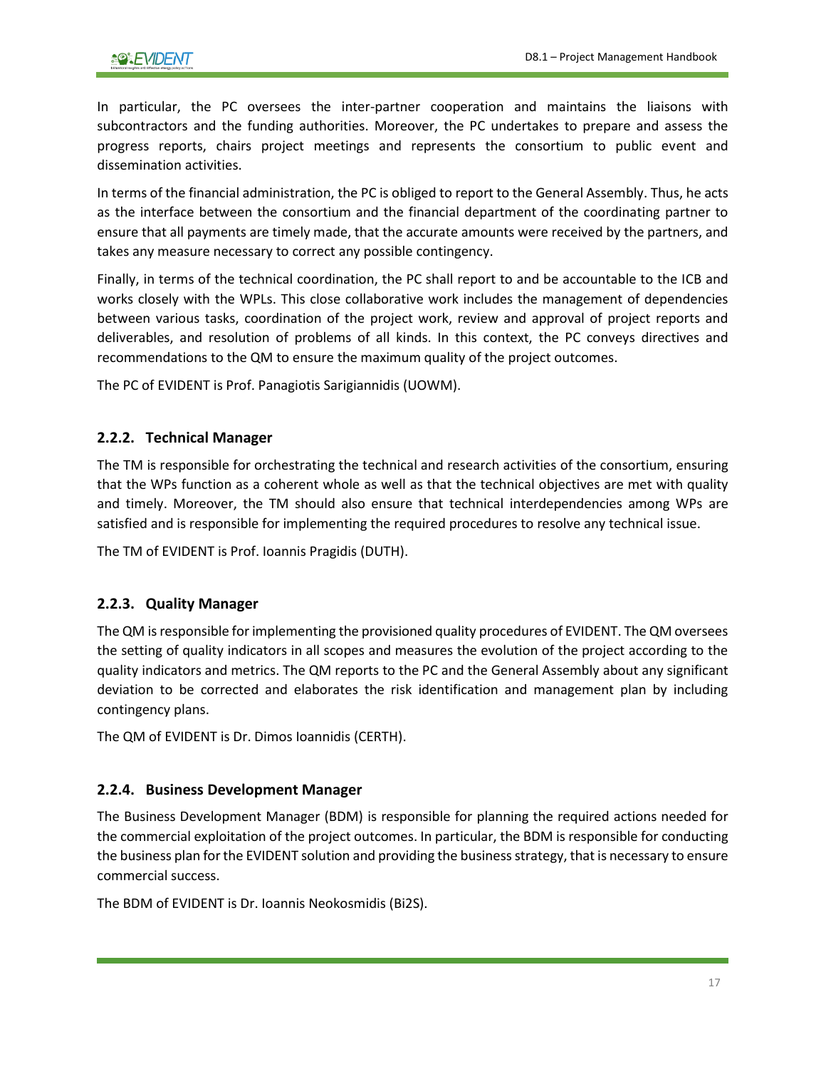In particular, the PC oversees the inter-partner cooperation and maintains the liaisons with subcontractors and the funding authorities. Moreover, the PC undertakes to prepare and assess the progress reports, chairs project meetings and represents the consortium to public event and dissemination activities.

In terms of the financial administration, the PC is obliged to report to the General Assembly. Thus, he acts as the interface between the consortium and the financial department of the coordinating partner to ensure that all payments are timely made, that the accurate amounts were received by the partners, and takes any measure necessary to correct any possible contingency.

Finally, in terms of the technical coordination, the PC shall report to and be accountable to the ICB and works closely with the WPLs. This close collaborative work includes the management of dependencies between various tasks, coordination of the project work, review and approval of project reports and deliverables, and resolution of problems of all kinds. In this context, the PC conveys directives and recommendations to the QM to ensure the maximum quality of the project outcomes.

The PC of EVIDENT is Prof. Panagiotis Sarigiannidis (UOWM).

### 2.2.2. Technical Manager

The TM is responsible for orchestrating the technical and research activities of the consortium, ensuring that the WPs function as a coherent whole as well as that the technical objectives are met with quality and timely. Moreover, the TM should also ensure that technical interdependencies among WPs are satisfied and is responsible for implementing the required procedures to resolve any technical issue.

The TM of EVIDENT is Prof. Ioannis Pragidis (DUTH).

### 2.2.3. Quality Manager

The QM is responsible for implementing the provisioned quality procedures of EVIDENT. The QM oversees the setting of quality indicators in all scopes and measures the evolution of the project according to the quality indicators and metrics. The QM reports to the PC and the General Assembly about any significant deviation to be corrected and elaborates the risk identification and management plan by including contingency plans.

The QM of EVIDENT is Dr. Dimos Ioannidis (CERTH).

### 2.2.4. Business Development Manager

The Business Development Manager (BDM) is responsible for planning the required actions needed for the commercial exploitation of the project outcomes. In particular, the BDM is responsible for conducting the business plan for the EVIDENT solution and providing the business strategy, that is necessary to ensure commercial success.

The BDM of EVIDENT is Dr. Ioannis Neokosmidis (Bi2S).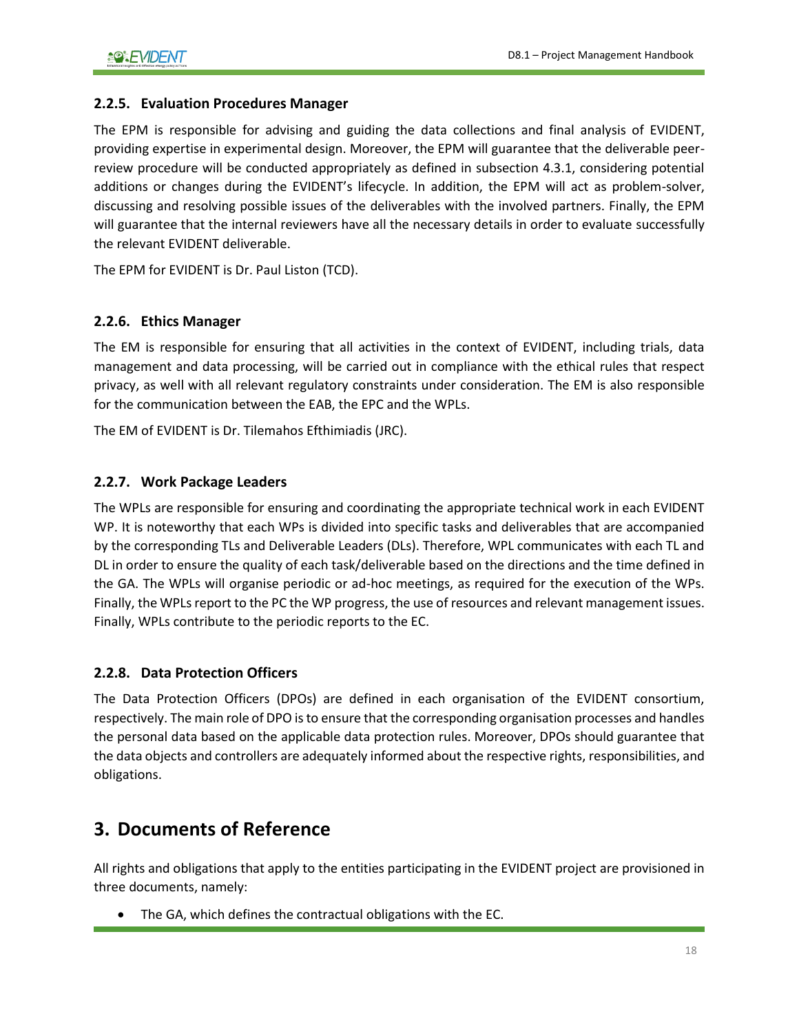### 2.2.5. Evaluation Procedures Manager

The EPM is responsible for advising and guiding the data collections and final analysis of EVIDENT, providing expertise in experimental design. Moreover, the EPM will guarantee that the deliverable peer-review procedure will be conducted appropriately as defined in subsection 4.3.1, considering potential additions or changes during the EVIDENT's lifecycle. In addition, the EPM will act as problem-solver, discussing and resolving possible issues of the deliverables with the involved partners. Finally, the EPM will guarantee that the internal reviewers have all the necessary details in order to evaluate successfully the relevant EVIDENT deliverable.

The EPM for EVIDENT is Dr. Paul Liston (TCD).

### 2.2.6. Ethics Manager

The EM is responsible for ensuring that all activities in the context of EVIDENT, including trials, data management and data processing, will be carried out in compliance with the ethical rules that respect privacy, as well with all relevant regulatory constraints under consideration. The EM is also responsible for the communication between the EAB, the EPC and the WPLs.

The EM of EVIDENT is Dr. Tilemahos Efthimiadis (JRC).

### 2.2.7. Work Package Leaders

The WPLs are responsible for ensuring and coordinating the appropriate technical work in each EVIDENT WP. It is noteworthy that each WPs is divided into specific tasks and deliverables that are accompanied by the corresponding TLs and Deliverable Leaders (DLs). Therefore, WPL communicates with each TL and DL in order to ensure the quality of each task/deliverable based on the directions and the time defined in the GA. The WPLs will organise periodic or ad-hoc meetings, as required for the execution of the WPs. Finally, the WPLs report to the PC the WP progress, the use of resources and relevant management issues. Finally, WPLs contribute to the periodic reports to the EC.

### 2.2.8. Data Protection Officers

The Data Protection Officers (DPOs) are defined in each organisation of the EVIDENT consortium, respectively. The main role of DPO is to ensure that the corresponding organisation processes and handles the personal data based on the applicable data protection rules. Moreover, DPOs should guarantee that the data objects and controllers are adequately informed about the respective rights, responsibilities, and obligations.

# 3. Documents of Reference

All rights and obligations that apply to the entities participating in the EVIDENT project are provisioned in three documents, namely:

- The GA, which defines the contractual obligations with the EC.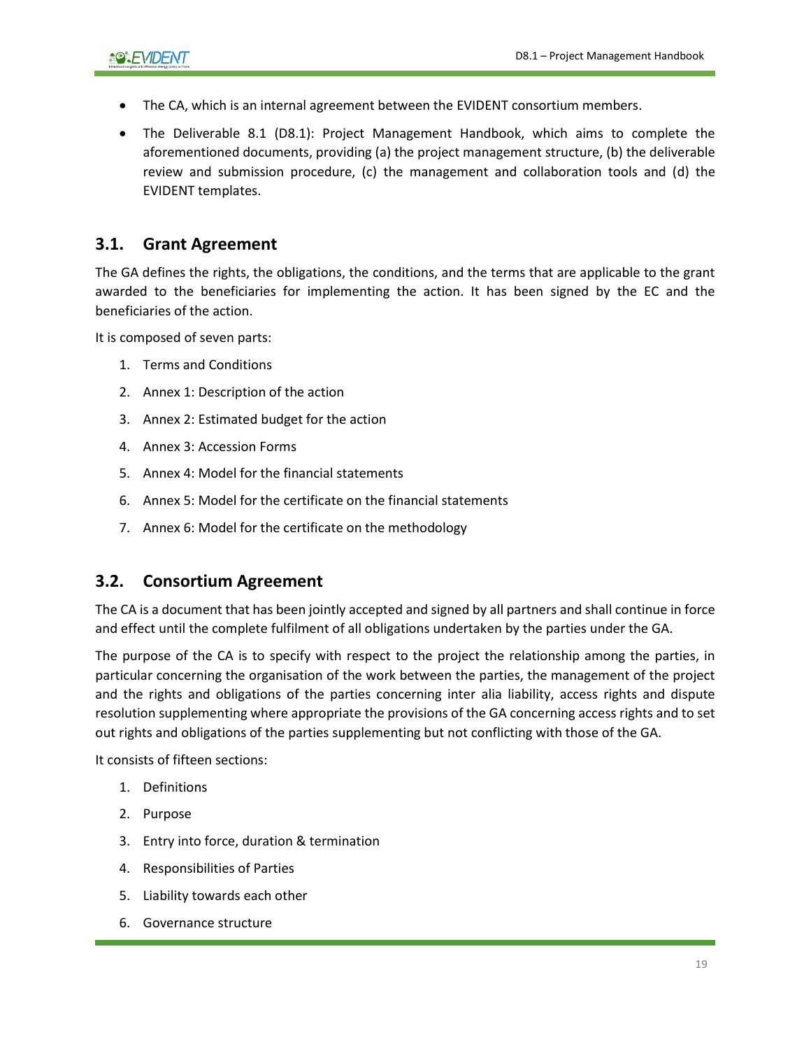- The CA, which is an internal agreement between the EVIDENT consortium members.
- The Deliverable 8.1 (D8.1): Project Management Handbook, which aims to complete the aforementioned documents, providing (a) the project management structure, (b) the deliverable review and submission procedure, (c) the management and collaboration tools and (d) the EVIDENT templates.

## 3.1. Grant Agreement

The GA defines the rights, the obligations, the conditions, and the terms that are applicable to the grant awarded to the beneficiaries for implementing the action. It has been signed by the EC and the beneficiaries of the action.

It is composed of seven parts:

1. Terms and Conditions
2. Annex 1: Description of the action
3. Annex 2: Estimated budget for the action
4. Annex 3: Accession Forms
5. Annex 4: Model for the financial statements
6. Annex 5: Model for the certificate on the financial statements
7. Annex 6: Model for the certificate on the methodology

## 3.2. Consortium Agreement

The CA is a document that has been jointly accepted and signed by all partners and shall continue in force and effect until the complete fulfilment of all obligations undertaken by the parties under the GA.

The purpose of the CA is to specify with respect to the project the relationship among the parties, in particular concerning the organisation of the work between the parties, the management of the project and the rights and obligations of the parties concerning inter alia liability, access rights and dispute resolution supplementing where appropriate the provisions of the GA concerning access rights and to set out rights and obligations of the parties supplementing but not conflicting with those of the GA.

It consists of fifteen sections:

1. Definitions
2. Purpose
3. Entry into force, duration & termination
4. Responsibilities of Parties
5. Liability towards each other
6. Governance structure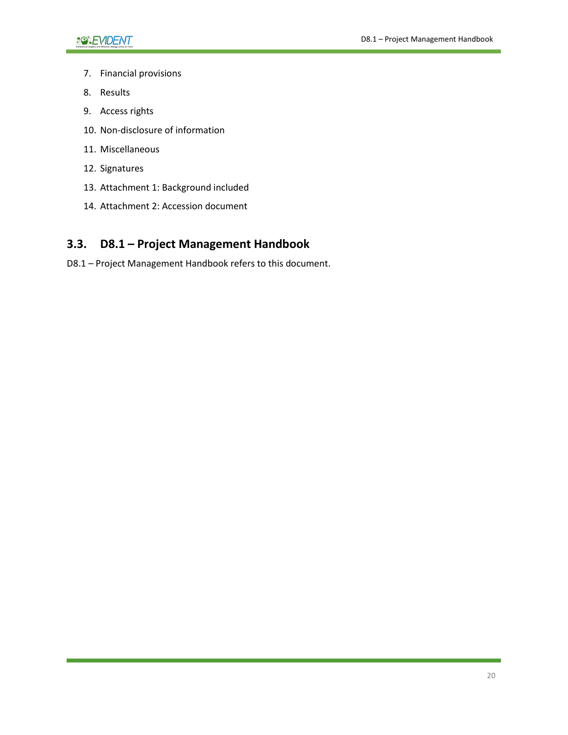7. Financial provisions
8. Results
9. Access rights
10. Non-disclosure of information
11. Miscellaneous
12. Signatures
13. Attachment 1: Background included
14. Attachment 2: Accession document

## 3.3. D8.1 – Project Management Handbook

D8.1 – Project Management Handbook refers to this document.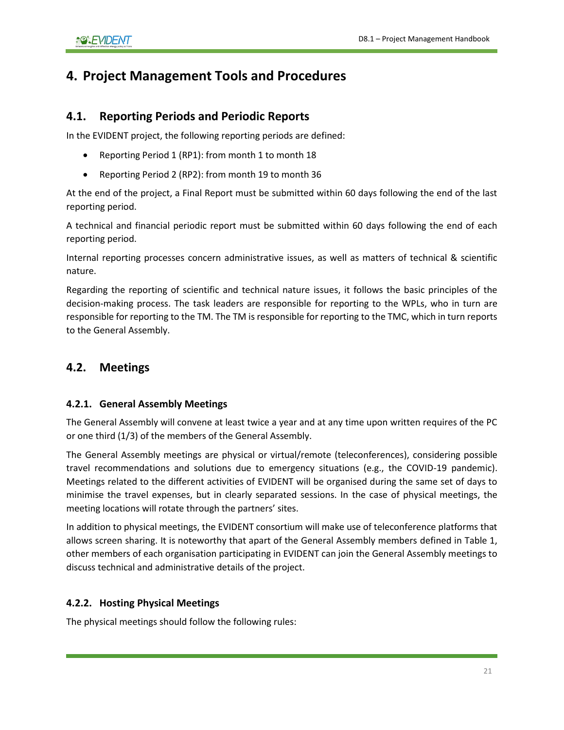# 4. Project Management Tools and Procedures

## 4.1. Reporting Periods and Periodic Reports

In the EVIDENT project, the following reporting periods are defined:

- Reporting Period 1 (RP1): from month 1 to month 18
- Reporting Period 2 (RP2): from month 19 to month 36

At the end of the project, a Final Report must be submitted within 60 days following the end of the last reporting period.

A technical and financial periodic report must be submitted within 60 days following the end of each reporting period.

Internal reporting processes concern administrative issues, as well as matters of technical & scientific nature.

Regarding the reporting of scientific and technical nature issues, it follows the basic principles of the decision-making process. The task leaders are responsible for reporting to the WPLs, who in turn are responsible for reporting to the TM. The TM is responsible for reporting to the TMC, which in turn reports to the General Assembly.

## 4.2. Meetings

### 4.2.1. General Assembly Meetings

The General Assembly will convene at least twice a year and at any time upon written requires of the PC or one third (1/3) of the members of the General Assembly.

The General Assembly meetings are physical or virtual/remote (teleconferences), considering possible travel recommendations and solutions due to emergency situations (e.g., the COVID-19 pandemic). Meetings related to the different activities of EVIDENT will be organised during the same set of days to minimise the travel expenses, but in clearly separated sessions. In the case of physical meetings, the meeting locations will rotate through the partners' sites.

In addition to physical meetings, the EVIDENT consortium will make use of teleconference platforms that allows screen sharing. It is noteworthy that apart of the General Assembly members defined in Table 1, other members of each organisation participating in EVIDENT can join the General Assembly meetings to discuss technical and administrative details of the project.

### 4.2.2. Hosting Physical Meetings

The physical meetings should follow the following rules: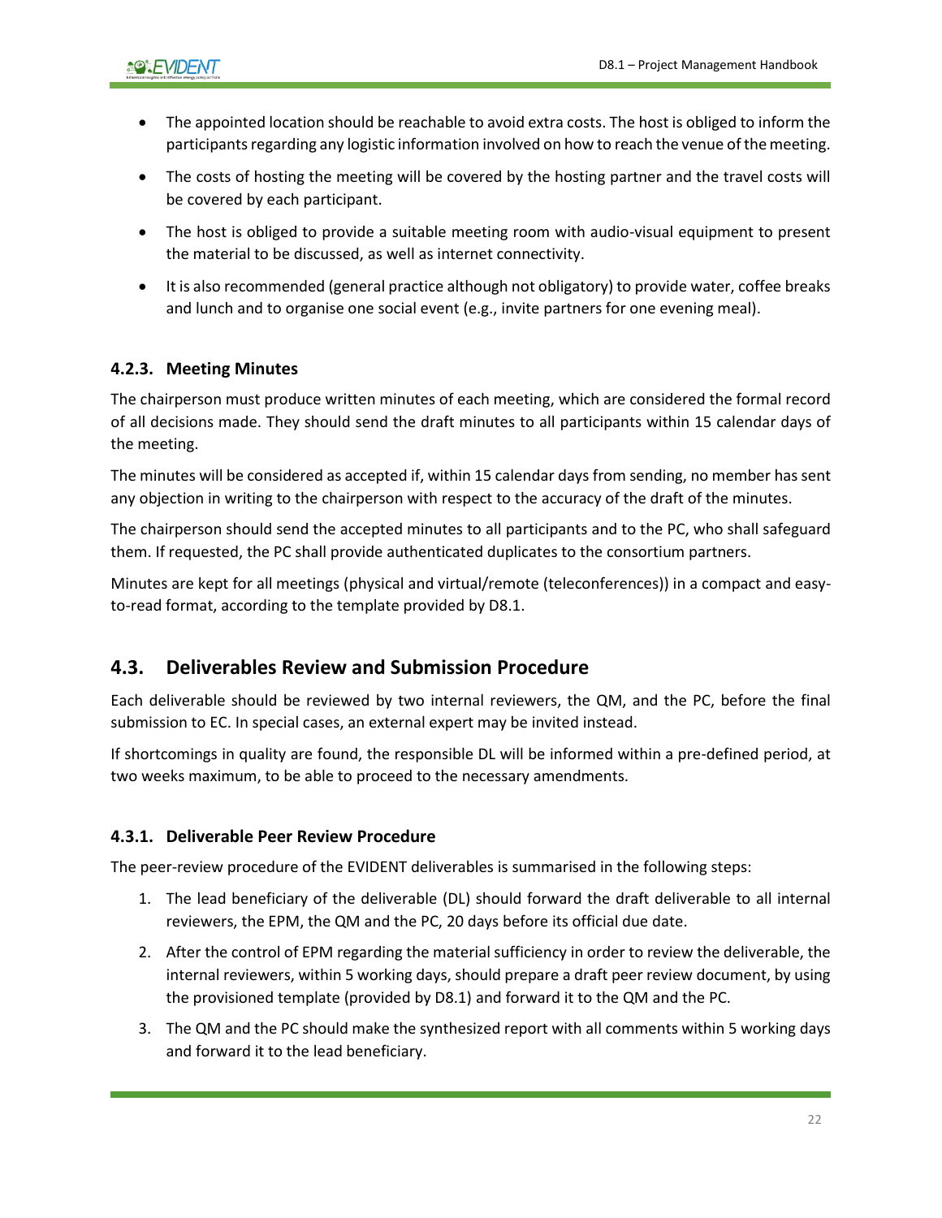- The appointed location should be reachable to avoid extra costs. The host is obliged to inform the participants regarding any logistic information involved on how to reach the venue of the meeting.
- The costs of hosting the meeting will be covered by the hosting partner and the travel costs will be covered by each participant.
- The host is obliged to provide a suitable meeting room with audio-visual equipment to present the material to be discussed, as well as internet connectivity.
- It is also recommended (general practice although not obligatory) to provide water, coffee breaks and lunch and to organise one social event (e.g., invite partners for one evening meal).

### 4.2.3. Meeting Minutes

The chairperson must produce written minutes of each meeting, which are considered the formal record of all decisions made. They should send the draft minutes to all participants within 15 calendar days of the meeting.

The minutes will be considered as accepted if, within 15 calendar days from sending, no member has sent any objection in writing to the chairperson with respect to the accuracy of the draft of the minutes.

The chairperson should send the accepted minutes to all participants and to the PC, who shall safeguard them. If requested, the PC shall provide authenticated duplicates to the consortium partners.

Minutes are kept for all meetings (physical and virtual/remote (teleconferences)) in a compact and easy-to-read format, according to the template provided by D8.1.

## 4.3. Deliverables Review and Submission Procedure

Each deliverable should be reviewed by two internal reviewers, the QM, and the PC, before the final submission to EC. In special cases, an external expert may be invited instead.

If shortcomings in quality are found, the responsible DL will be informed within a pre-defined period, at two weeks maximum, to be able to proceed to the necessary amendments.

### 4.3.1. Deliverable Peer Review Procedure

The peer-review procedure of the EVIDENT deliverables is summarised in the following steps:

1. The lead beneficiary of the deliverable (DL) should forward the draft deliverable to all internal reviewers, the EPM, the QM and the PC, 20 days before its official due date.
2. After the control of EPM regarding the material sufficiency in order to review the deliverable, the internal reviewers, within 5 working days, should prepare a draft peer review document, by using the provisioned template (provided by D8.1) and forward it to the QM and the PC.
3. The QM and the PC should make the synthesized report with all comments within 5 working days and forward it to the lead beneficiary.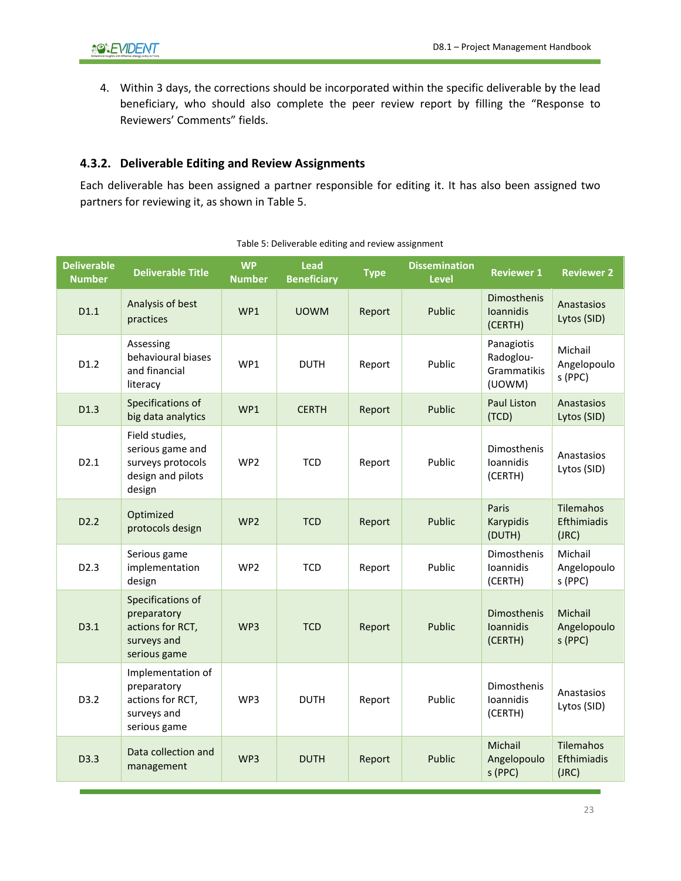4. Within 3 days, the corrections should be incorporated within the specific deliverable by the lead beneficiary, who should also complete the peer review report by filling the "Response to Reviewers' Comments" fields.

### 4.3.2. Deliverable Editing and Review Assignments

Each deliverable has been assigned a partner responsible for editing it. It has also been assigned two partners for reviewing it, as shown in Table 5.

Table 5: Deliverable editing and review assignment

| Deliverable Number | Deliverable Title | WP Number | Lead Beneficiary | Type | Dissemination Level | Reviewer 1 | Reviewer 2 |
|---|---|---|---|---|---|---|---|
| D1.1 | Analysis of best practices | WP1 | UOWM | Report | Public | Dimosthenis Ioannidis (CERTH) | Anastasios Lytos (SID) |
| D1.2 | Assessing behavioural biases and financial literacy | WP1 | DUTH | Report | Public | Panagiotis Radoglou-Grammatikis (UOWM) | Michail Angelopoulos (PPC) |
| D1.3 | Specifications of big data analytics | WP1 | CERTH | Report | Public | Paul Liston (TCD) | Anastasios Lytos (SID) |
| D2.1 | Field studies, serious game and surveys protocols design and pilots design | WP2 | TCD | Report | Public | Dimosthenis Ioannidis (CERTH) | Anastasios Lytos (SID) |
| D2.2 | Optimized protocols design | WP2 | TCD | Report | Public | Paris Karypidis (DUTH) | Tilemahos Efthimiadis (JRC) |
| D2.3 | Serious game implementation design | WP2 | TCD | Report | Public | Dimosthenis Ioannidis (CERTH) | Michail Angelopoulos (PPC) |
| D3.1 | Specifications of preparatory actions for RCT, surveys and serious game | WP3 | TCD | Report | Public | Dimosthenis Ioannidis (CERTH) | Michail Angelopoulos (PPC) |
| D3.2 | Implementation of preparatory actions for RCT, surveys and serious game | WP3 | DUTH | Report | Public | Dimosthenis Ioannidis (CERTH) | Anastasios Lytos (SID) |
| D3.3 | Data collection and management | WP3 | DUTH | Report | Public | Michail Angelopoulos (PPC) | Tilemahos Efthimiadis (JRC) |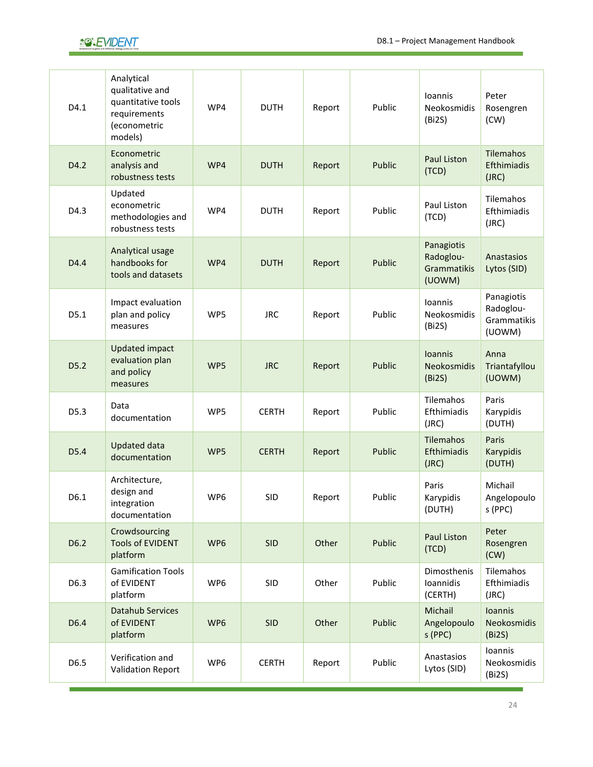| D4.1 | Analytical qualitative and quantitative tools requirements (econometric models) | WP4 | DUTH | Report | Public | Ioannis Neokosmidis (Bi2S) | Peter Rosengren (CW) |
|---|---|---|---|---|---|---|---|
| D4.2 | Econometric analysis and robustness tests | WP4 | DUTH | Report | Public | Paul Liston (TCD) | Tilemahos Efthimiadis (JRC) |
| D4.3 | Updated econometric methodologies and robustness tests | WP4 | DUTH | Report | Public | Paul Liston (TCD) | Tilemahos Efthimiadis (JRC) |
| D4.4 | Analytical usage handbooks for tools and datasets | WP4 | DUTH | Report | Public | Panagiotis Radoglou-Grammatikis (UOWM) | Anastasios Lytos (SID) |
| D5.1 | Impact evaluation plan and policy measures | WP5 | JRC | Report | Public | Ioannis Neokosmidis (Bi2S) | Panagiotis Radoglou-Grammatikis (UOWM) |
| D5.2 | Updated impact evaluation plan and policy measures | WP5 | JRC | Report | Public | Ioannis Neokosmidis (Bi2S) | Anna Triantafyllou (UOWM) |
| D5.3 | Data documentation | WP5 | CERTH | Report | Public | Tilemahos Efthimiadis (JRC) | Paris Karypidis (DUTH) |
| D5.4 | Updated data documentation | WP5 | CERTH | Report | Public | Tilemahos Efthimiadis (JRC) | Paris Karypidis (DUTH) |
| D6.1 | Architecture, design and integration documentation | WP6 | SID | Report | Public | Paris Karypidis (DUTH) | Michail Angelopoulos (PPC) |
| D6.2 | Crowdsourcing Tools of EVIDENT platform | WP6 | SID | Other | Public | Paul Liston (TCD) | Peter Rosengren (CW) |
| D6.3 | Gamification Tools of EVIDENT platform | WP6 | SID | Other | Public | Dimosthenis Ioannidis (CERTH) | Tilemahos Efthimiadis (JRC) |
| D6.4 | Datahub Services of EVIDENT platform | WP6 | SID | Other | Public | Michail Angelopoulos (PPC) | Ioannis Neokosmidis (Bi2S) |
| D6.5 | Verification and Validation Report | WP6 | CERTH | Report | Public | Anastasios Lytos (SID) | Ioannis Neokosmidis (Bi2S) |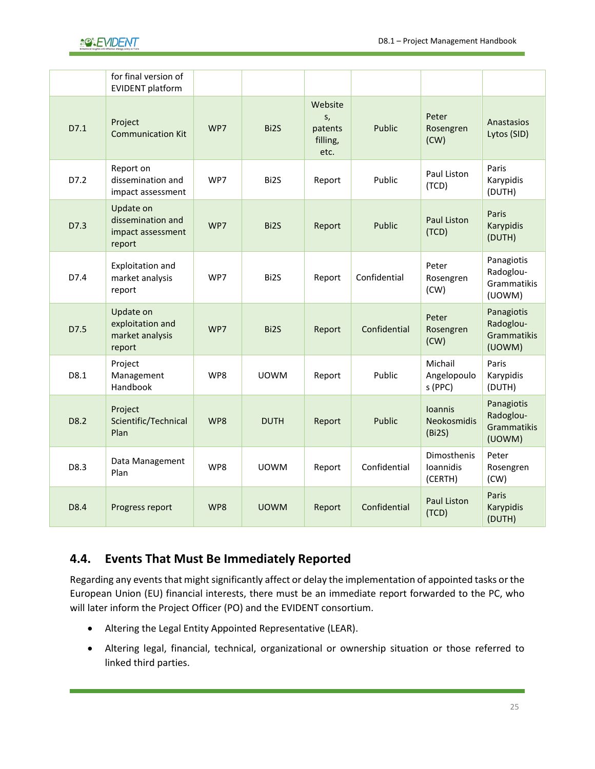| | for final version of EVIDENT platform | | | | | | |
|---|---|---|---|---|---|---|---|
| D7.1 | Project Communication Kit | WP7 | Bi2S | Websites, patents filling, etc. | Public | Peter Rosengren (CW) | Anastasios Lytos (SID) |
| D7.2 | Report on dissemination and impact assessment | WP7 | Bi2S | Report | Public | Paul Liston (TCD) | Paris Karypidis (DUTH) |
| D7.3 | Update on dissemination and impact assessment report | WP7 | Bi2S | Report | Public | Paul Liston (TCD) | Paris Karypidis (DUTH) |
| D7.4 | Exploitation and market analysis report | WP7 | Bi2S | Report | Confidential | Peter Rosengren (CW) | Panagiotis Radoglou-Grammatikis (UOWM) |
| D7.5 | Update on exploitation and market analysis report | WP7 | Bi2S | Report | Confidential | Peter Rosengren (CW) | Panagiotis Radoglou-Grammatikis (UOWM) |
| D8.1 | Project Management Handbook | WP8 | UOWM | Report | Public | Michail Angelopoulos (PPC) | Paris Karypidis (DUTH) |
| D8.2 | Project Scientific/Technical Plan | WP8 | DUTH | Report | Public | Ioannis Neokosmidis (Bi2S) | Panagiotis Radoglou-Grammatikis (UOWM) |
| D8.3 | Data Management Plan | WP8 | UOWM | Report | Confidential | Dimosthenis Ioannidis (CERTH) | Peter Rosengren (CW) |
| D8.4 | Progress report | WP8 | UOWM | Report | Confidential | Paul Liston (TCD) | Paris Karypidis (DUTH) |

## 4.4. Events That Must Be Immediately Reported

Regarding any events that might significantly affect or delay the implementation of appointed tasks or the European Union (EU) financial interests, there must be an immediate report forwarded to the PC, who will later inform the Project Officer (PO) and the EVIDENT consortium.

- Altering the Legal Entity Appointed Representative (LEAR).
- Altering legal, financial, technical, organizational or ownership situation or those referred to linked third parties.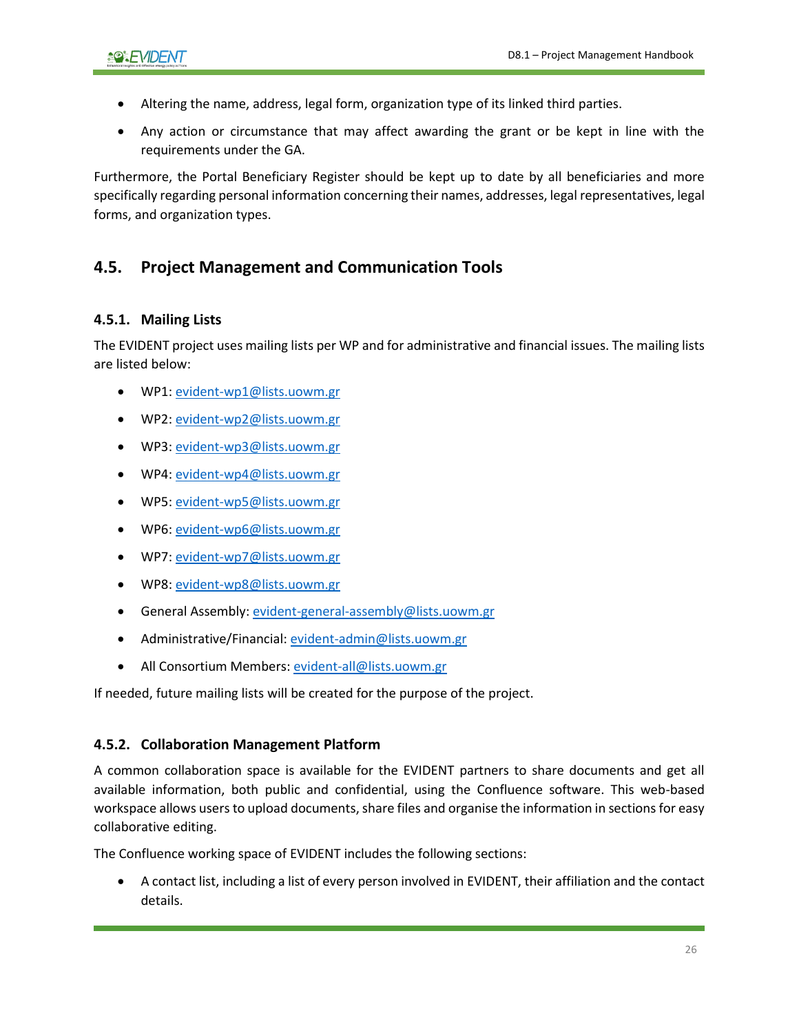- Altering the name, address, legal form, organization type of its linked third parties.
- Any action or circumstance that may affect awarding the grant or be kept in line with the requirements under the GA.

Furthermore, the Portal Beneficiary Register should be kept up to date by all beneficiaries and more specifically regarding personal information concerning their names, addresses, legal representatives, legal forms, and organization types.

## 4.5. Project Management and Communication Tools

### 4.5.1. Mailing Lists

The EVIDENT project uses mailing lists per WP and for administrative and financial issues. The mailing lists are listed below:

- WP1: evident-wp1@lists.uowm.gr
- WP2: evident-wp2@lists.uowm.gr
- WP3: evident-wp3@lists.uowm.gr
- WP4: evident-wp4@lists.uowm.gr
- WP5: evident-wp5@lists.uowm.gr
- WP6: evident-wp6@lists.uowm.gr
- WP7: evident-wp7@lists.uowm.gr
- WP8: evident-wp8@lists.uowm.gr
- General Assembly: evident-general-assembly@lists.uowm.gr
- Administrative/Financial: evident-admin@lists.uowm.gr
- All Consortium Members: evident-all@lists.uowm.gr

If needed, future mailing lists will be created for the purpose of the project.

### 4.5.2. Collaboration Management Platform

A common collaboration space is available for the EVIDENT partners to share documents and get all available information, both public and confidential, using the Confluence software. This web-based workspace allows users to upload documents, share files and organise the information in sections for easy collaborative editing.

The Confluence working space of EVIDENT includes the following sections:

- A contact list, including a list of every person involved in EVIDENT, their affiliation and the contact details.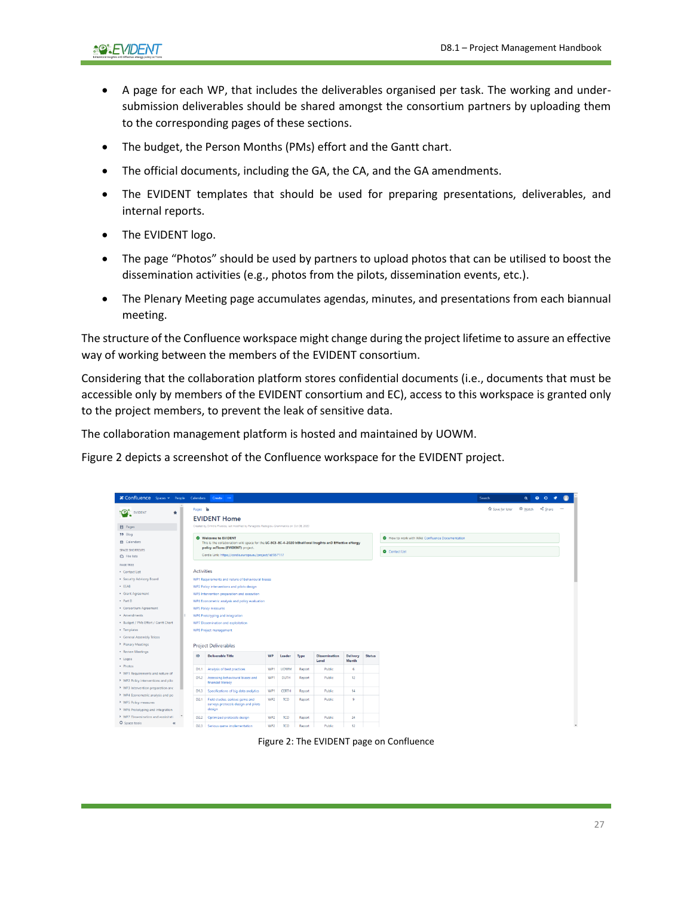- A page for each WP, that includes the deliverables organised per task. The working and under-submission deliverables should be shared amongst the consortium partners by uploading them to the corresponding pages of these sections.
- The budget, the Person Months (PMs) effort and the Gantt chart.
- The official documents, including the GA, the CA, and the GA amendments.
- The EVIDENT templates that should be used for preparing presentations, deliverables, and internal reports.
- The EVIDENT logo.
- The page “Photos” should be used by partners to upload photos that can be utilised to boost the dissemination activities (e.g., photos from the pilots, dissemination events, etc.).
- The Plenary Meeting page accumulates agendas, minutes, and presentations from each biannual meeting.

The structure of the Confluence workspace might change during the project lifetime to assure an effective way of working between the members of the EVIDENT consortium.

Considering that the collaboration platform stores confidential documents (i.e., documents that must be accessible only by members of the EVIDENT consortium and EC), access to this workspace is granted only to the project members, to prevent the leak of sensitive data.

The collaboration management platform is hosted and maintained by UOWM.

Figure 2 depicts a screenshot of the Confluence workspace for the EVIDENT project.

Figure 2: The EVIDENT page on Confluence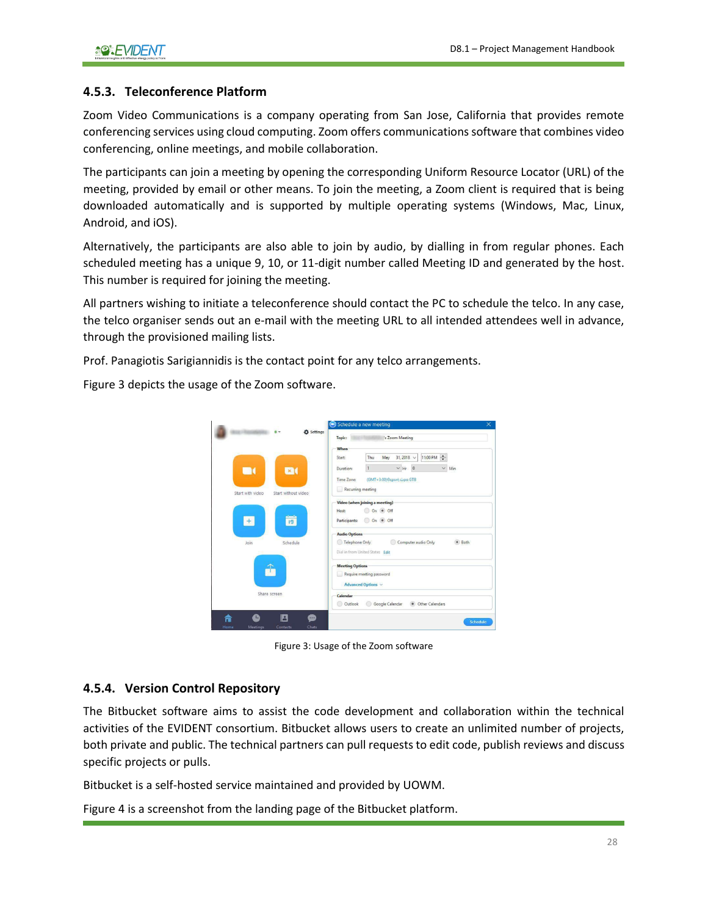### 4.5.3. Teleconference Platform

Zoom Video Communications is a company operating from San Jose, California that provides remote conferencing services using cloud computing. Zoom offers communications software that combines video conferencing, online meetings, and mobile collaboration.

The participants can join a meeting by opening the corresponding Uniform Resource Locator (URL) of the meeting, provided by email or other means. To join the meeting, a Zoom client is required that is being downloaded automatically and is supported by multiple operating systems (Windows, Mac, Linux, Android, and iOS).

Alternatively, the participants are also able to join by audio, by dialling in from regular phones. Each scheduled meeting has a unique 9, 10, or 11-digit number called Meeting ID and generated by the host. This number is required for joining the meeting.

All partners wishing to initiate a teleconference should contact the PC to schedule the telco. In any case, the telco organiser sends out an e-mail with the meeting URL to all intended attendees well in advance, through the provisioned mailing lists.

Prof. Panagiotis Sarigiannidis is the contact point for any telco arrangements.

Figure 3 depicts the usage of the Zoom software.

Figure 3: Usage of the Zoom software

### 4.5.4. Version Control Repository

The Bitbucket software aims to assist the code development and collaboration within the technical activities of the EVIDENT consortium. Bitbucket allows users to create an unlimited number of projects, both private and public. The technical partners can pull requests to edit code, publish reviews and discuss specific projects or pulls.

Bitbucket is a self-hosted service maintained and provided by UOWM.

Figure 4 is a screenshot from the landing page of the Bitbucket platform.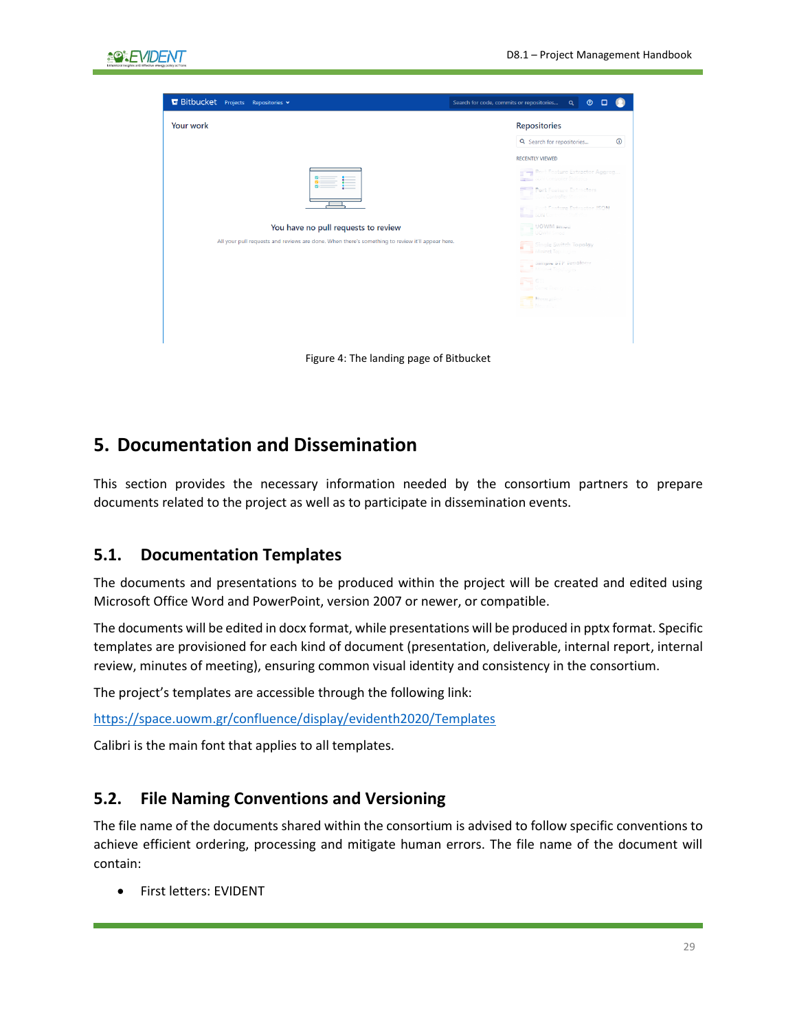Figure 4: The landing page of Bitbucket

# 5. Documentation and Dissemination

This section provides the necessary information needed by the consortium partners to prepare documents related to the project as well as to participate in dissemination events.

## 5.1. Documentation Templates

The documents and presentations to be produced within the project will be created and edited using Microsoft Office Word and PowerPoint, version 2007 or newer, or compatible.

The documents will be edited in docx format, while presentations will be produced in pptx format. Specific templates are provisioned for each kind of document (presentation, deliverable, internal report, internal review, minutes of meeting), ensuring common visual identity and consistency in the consortium.

The project's templates are accessible through the following link:

https://space.uowm.gr/confluence/display/evidenth2020/Templates

Calibri is the main font that applies to all templates.

## 5.2. File Naming Conventions and Versioning

The file name of the documents shared within the consortium is advised to follow specific conventions to achieve efficient ordering, processing and mitigate human errors. The file name of the document will contain:

- First letters: EVIDENT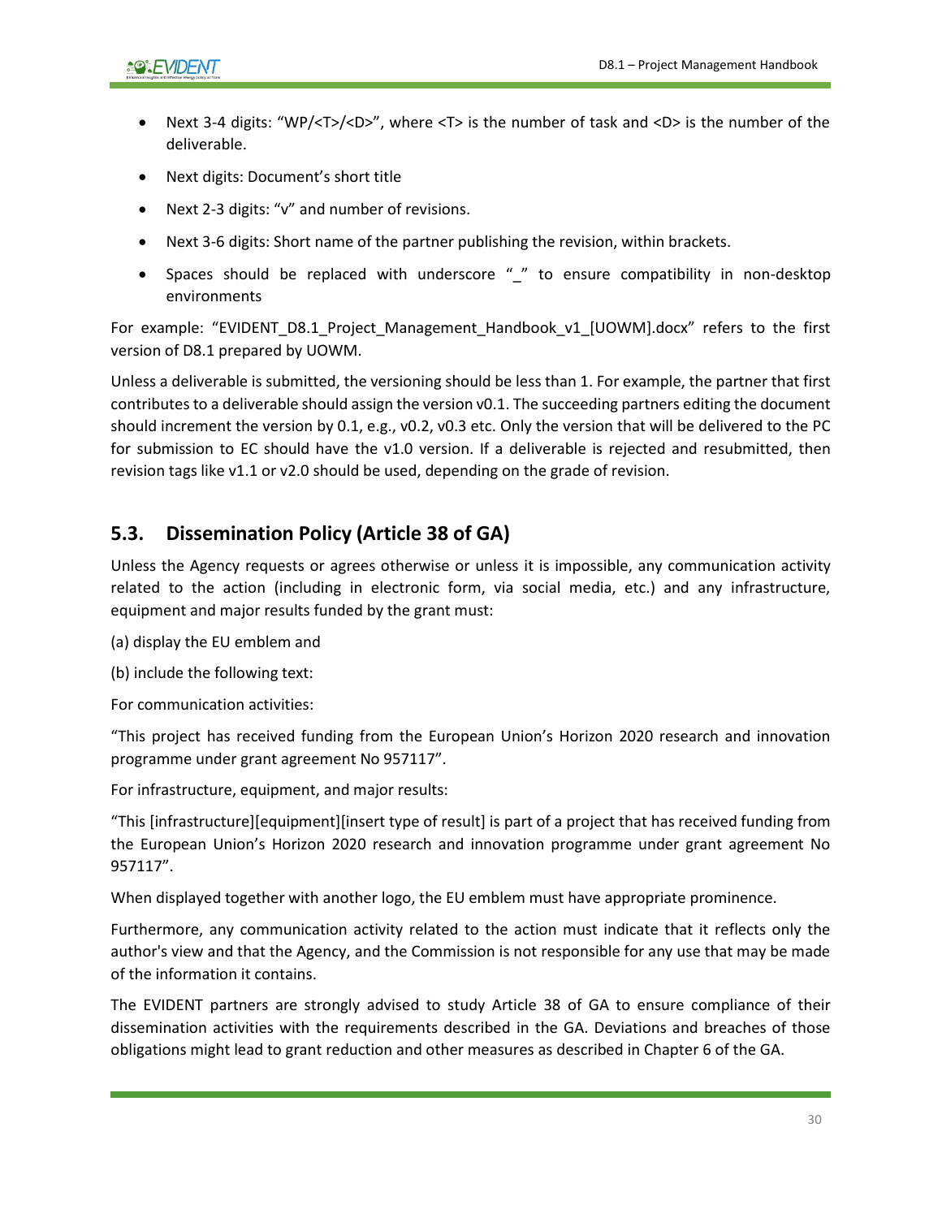- Next 3-4 digits: “WP/<T>/<D>”, where <T> is the number of task and <D> is the number of the deliverable.
- Next digits: Document’s short title
- Next 2-3 digits: “v” and number of revisions.
- Next 3-6 digits: Short name of the partner publishing the revision, within brackets.
- Spaces should be replaced with underscore “_” to ensure compatibility in non-desktop environments

For example: “EVIDENT_D8.1_Project_Management_Handbook_v1_[UOWM].docx” refers to the first version of D8.1 prepared by UOWM.

Unless a deliverable is submitted, the versioning should be less than 1. For example, the partner that first contributes to a deliverable should assign the version v0.1. The succeeding partners editing the document should increment the version by 0.1, e.g., v0.2, v0.3 etc. Only the version that will be delivered to the PC for submission to EC should have the v1.0 version. If a deliverable is rejected and resubmitted, then revision tags like v1.1 or v2.0 should be used, depending on the grade of revision.

## 5.3. Dissemination Policy (Article 38 of GA)

Unless the Agency requests or agrees otherwise or unless it is impossible, any communication activity related to the action (including in electronic form, via social media, etc.) and any infrastructure, equipment and major results funded by the grant must:

(a) display the EU emblem and

(b) include the following text:

For communication activities:

“This project has received funding from the European Union’s Horizon 2020 research and innovation programme under grant agreement No 957117”.

For infrastructure, equipment, and major results:

“This [infrastructure][equipment][insert type of result] is part of a project that has received funding from the European Union’s Horizon 2020 research and innovation programme under grant agreement No 957117”.

When displayed together with another logo, the EU emblem must have appropriate prominence.

Furthermore, any communication activity related to the action must indicate that it reflects only the author's view and that the Agency, and the Commission is not responsible for any use that may be made of the information it contains.

The EVIDENT partners are strongly advised to study Article 38 of GA to ensure compliance of their dissemination activities with the requirements described in the GA. Deviations and breaches of those obligations might lead to grant reduction and other measures as described in Chapter 6 of the GA.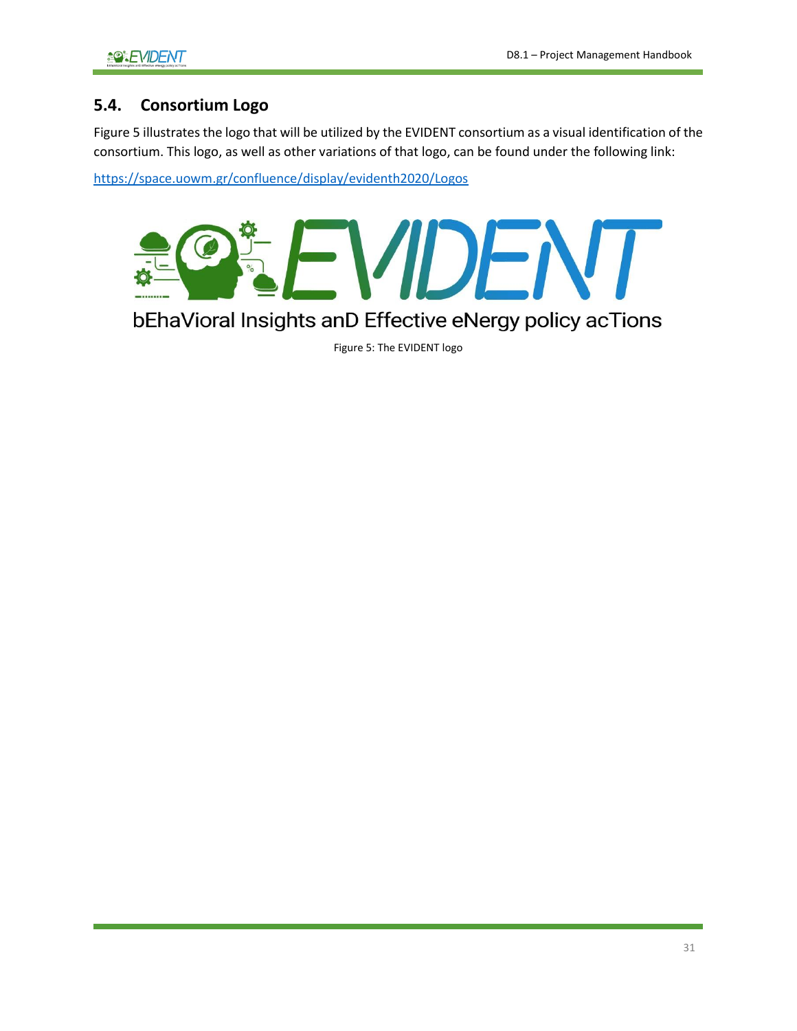## 5.4. Consortium Logo

Figure 5 illustrates the logo that will be utilized by the EVIDENT consortium as a visual identification of the consortium. This logo, as well as other variations of that logo, can be found under the following link:

https://space.uowm.gr/confluence/display/evidenth2020/Logos

bEhaVioral Insights anD Effective eNergy policy acTions

Figure 5: The EVIDENT logo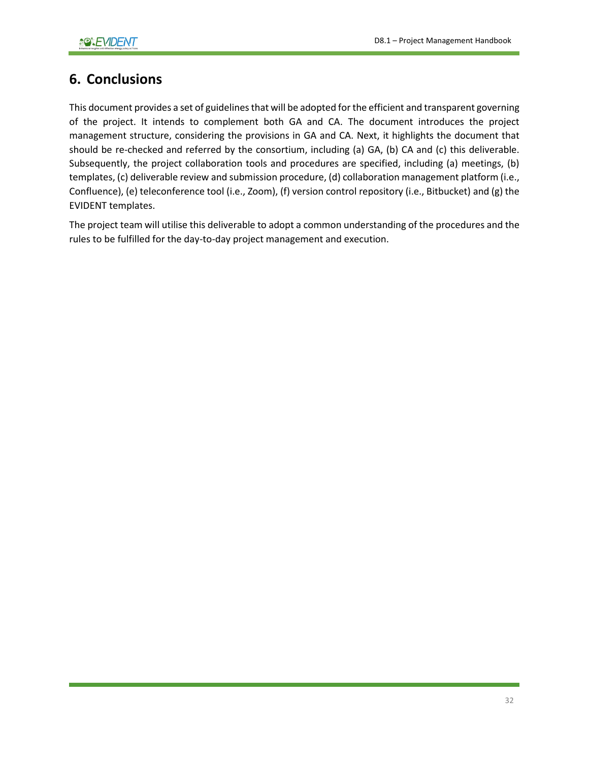# 6. Conclusions

This document provides a set of guidelines that will be adopted for the efficient and transparent governing of the project. It intends to complement both GA and CA. The document introduces the project management structure, considering the provisions in GA and CA. Next, it highlights the document that should be re-checked and referred by the consortium, including (a) GA, (b) CA and (c) this deliverable. Subsequently, the project collaboration tools and procedures are specified, including (a) meetings, (b) templates, (c) deliverable review and submission procedure, (d) collaboration management platform (i.e., Confluence), (e) teleconference tool (i.e., Zoom), (f) version control repository (i.e., Bitbucket) and (g) the EVIDENT templates.

The project team will utilise this deliverable to adopt a common understanding of the procedures and the rules to be fulfilled for the day-to-day project management and execution.